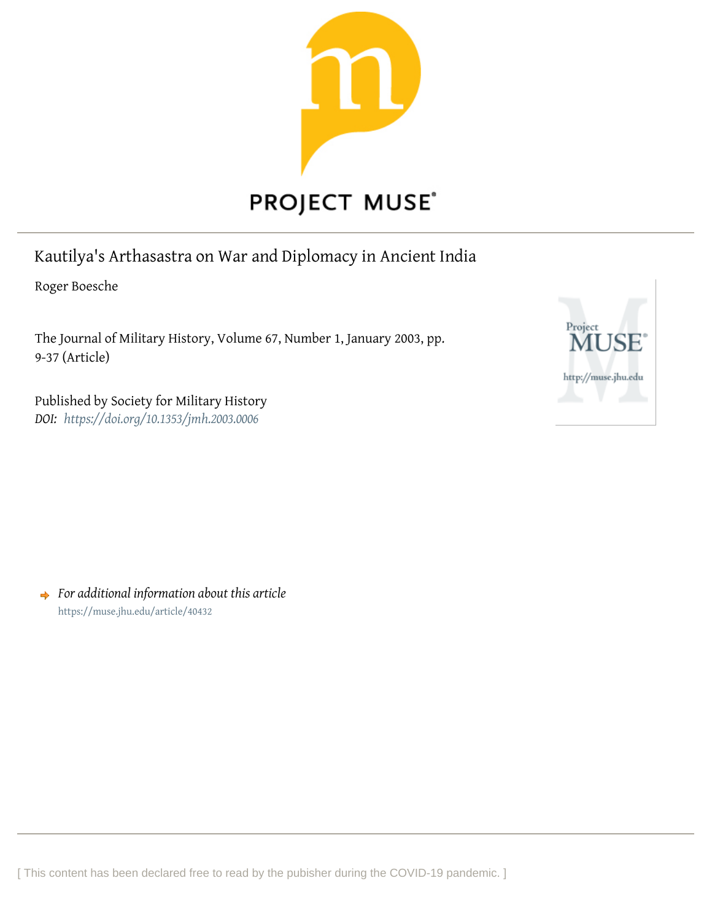PROJECT MUSE

# Kautilya's Arthasastra on War and Diplomacy in Ancient India

Roger Boesche

The Journal of Military History, Volume 67, Number 1, January 2003, pp. 9-37 (Article)

Published by Society for Military History
*DOI: https://doi.org/10.1353/jmh.2003.0006*

*For additional information about this article*
https://muse.jhu.edu/article/40432

[ This content has been declared free to read by the pubisher during the COVID-19 pandemic. ]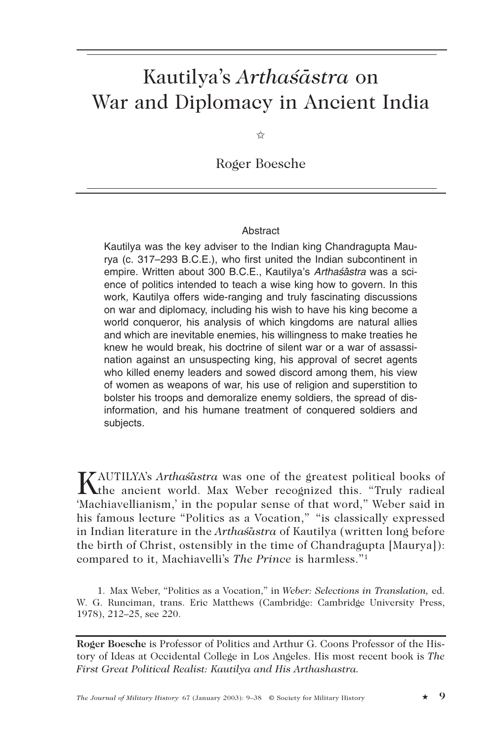# Kautilya's *Arthaśāstra* on War and Diplomacy in Ancient India

☆

Roger Boesche

## Abstract

Kautilya was the key adviser to the Indian king Chandragupta Maurya (c. 317–293 B.C.E.), who first united the Indian subcontinent in empire. Written about 300 B.C.E., Kautilya's *Arthaśāstra* was a science of politics intended to teach a wise king how to govern. In this work, Kautilya offers wide-ranging and truly fascinating discussions on war and diplomacy, including his wish to have his king become a world conqueror, his analysis of which kingdoms are natural allies and which are inevitable enemies, his willingness to make treaties he knew he would break, his doctrine of silent war or a war of assassination against an unsuspecting king, his approval of secret agents who killed enemy leaders and sowed discord among them, his view of women as weapons of war, his use of religion and superstition to bolster his troops and demoralize enemy soldiers, the spread of disinformation, and his humane treatment of conquered soldiers and subjects.

KAUTILYA's *Arthaśāstra* was one of the greatest political books of the ancient world. Max Weber recognized this. "Truly radical 'Machiavellianism,' in the popular sense of that word," Weber said in his famous lecture "Politics as a Vocation," "is classically expressed in Indian literature in the *Arthaśāstra* of Kautilya (written long before the birth of Christ, ostensibly in the time of Chandragupta [Maurya]): compared to it, Machiavelli's *The Prince* is harmless."[1]

1. Max Weber, "Politics as a Vocation," in *Weber: Selections in Translation,* ed. W. G. Runciman, trans. Eric Matthews (Cambridge: Cambridge University Press, 1978), 212–25, see 220.

**Roger Boesche** is Professor of Politics and Arthur G. Coons Professor of the History of Ideas at Occidental College in Los Angeles. His most recent book is *The First Great Political Realist: Kautilya and His Arthashastra.*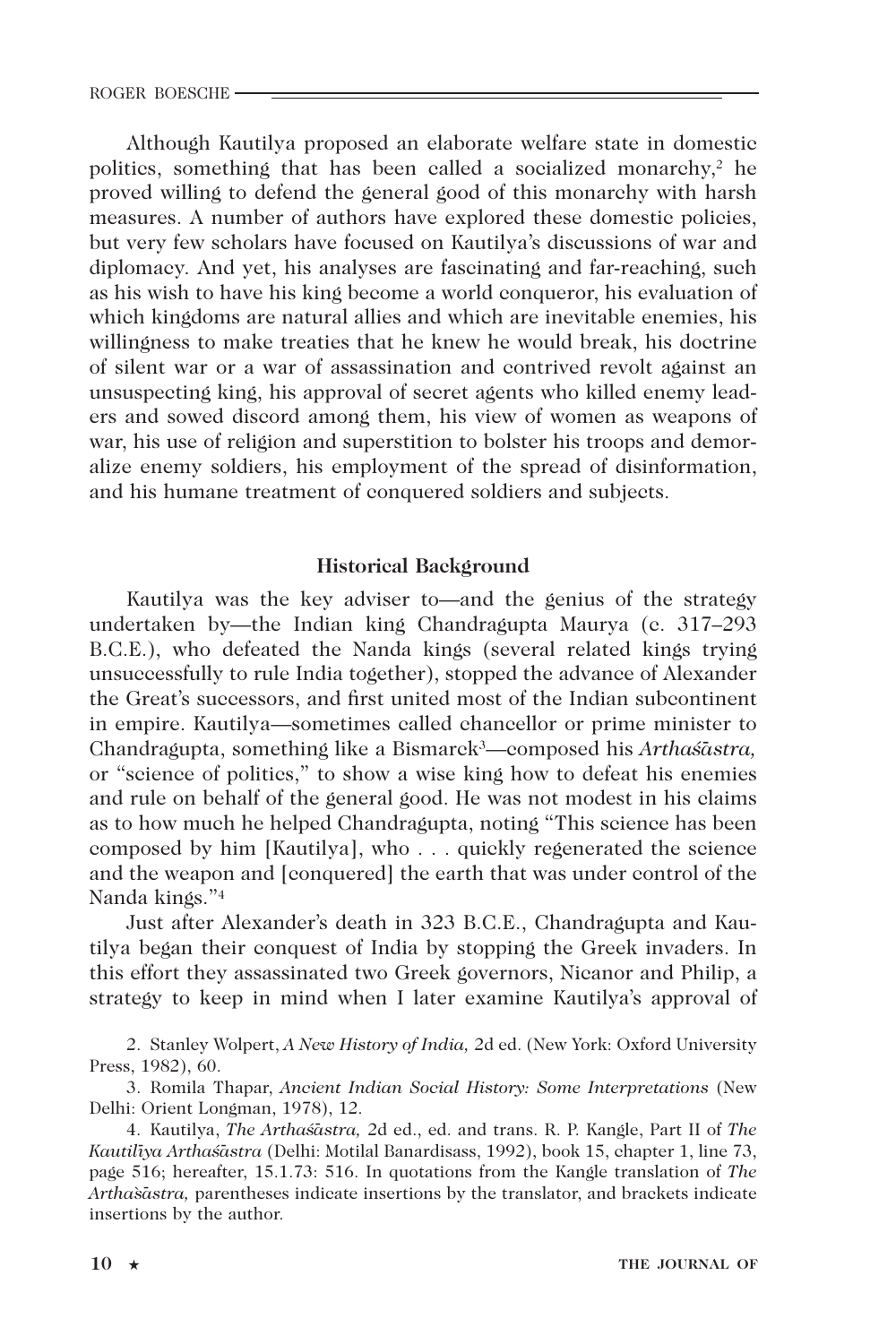Although Kautilya proposed an elaborate welfare state in domestic politics, something that has been called a socialized monarchy,[2] he proved willing to defend the general good of this monarchy with harsh measures. A number of authors have explored these domestic policies, but very few scholars have focused on Kautilya's discussions of war and diplomacy. And yet, his analyses are fascinating and far-reaching, such as his wish to have his king become a world conqueror, his evaluation of which kingdoms are natural allies and which are inevitable enemies, his willingness to make treaties that he knew he would break, his doctrine of silent war or a war of assassination and contrived revolt against an unsuspecting king, his approval of secret agents who killed enemy leaders and sowed discord among them, his view of women as weapons of war, his use of religion and superstition to bolster his troops and demoralize enemy soldiers, his employment of the spread of disinformation, and his humane treatment of conquered soldiers and subjects.

## Historical Background

Kautilya was the key adviser to—and the genius of the strategy undertaken by—the Indian king Chandragupta Maurya (c. 317–293 B.C.E.), who defeated the Nanda kings (several related kings trying unsuccessfully to rule India together), stopped the advance of Alexander the Great's successors, and first united most of the Indian subcontinent in empire. Kautilya—sometimes called chancellor or prime minister to Chandragupta, something like a Bismarck[3]—composed his *Arthaśāstra,* or "science of politics," to show a wise king how to defeat his enemies and rule on behalf of the general good. He was not modest in his claims as to how much he helped Chandragupta, noting "This science has been composed by him [Kautilya], who . . . quickly regenerated the science and the weapon and [conquered] the earth that was under control of the Nanda kings."[4]

Just after Alexander's death in 323 B.C.E., Chandragupta and Kautilya began their conquest of India by stopping the Greek invaders. In this effort they assassinated two Greek governors, Nicanor and Philip, a strategy to keep in mind when I later examine Kautilya's approval of

2. Stanley Wolpert, *A New History of India,* 2d ed. (New York: Oxford University Press, 1982), 60.

3. Romila Thapar, *Ancient Indian Social History: Some Interpretations* (New Delhi: Orient Longman, 1978), 12.

4. Kautilya, *The Arthaśāstra,* 2d ed., ed. and trans. R. P. Kangle, Part II of *The Kautilīya Arthaśāstra* (Delhi: Motilal Banardisass, 1992), book 15, chapter 1, line 73, page 516; hereafter, 15.1.73: 516. In quotations from the Kangle translation of *The Arthaśāstra,* parentheses indicate insertions by the translator, and brackets indicate insertions by the author.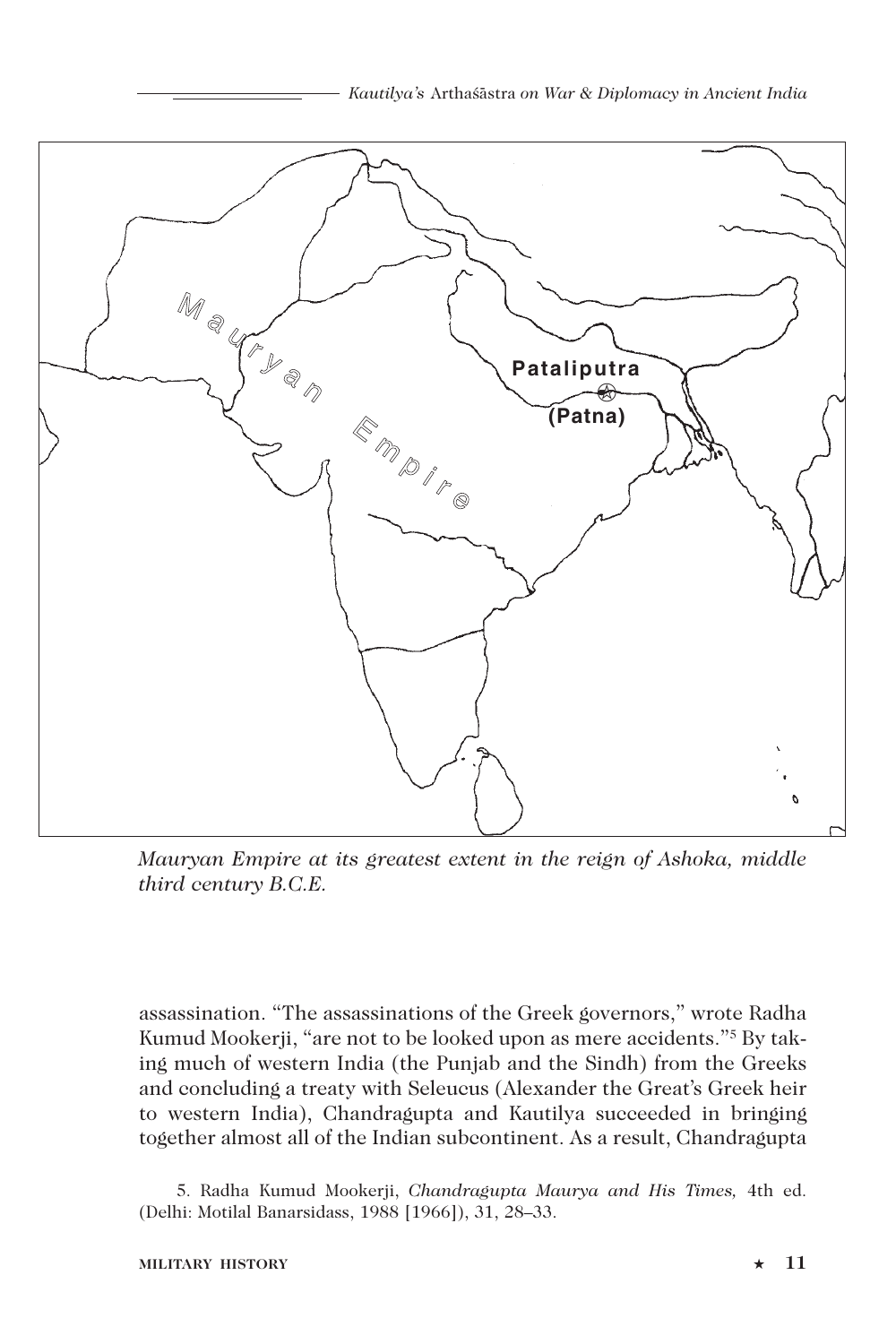*Mauryan Empire at its greatest extent in the reign of Ashoka, middle third century B.C.E.*

assassination. "The assassinations of the Greek governors," wrote Radha Kumud Mookerji, "are not to be looked upon as mere accidents."[5] By taking much of western India (the Punjab and the Sindh) from the Greeks and concluding a treaty with Seleucus (Alexander the Great's Greek heir to western India), Chandragupta and Kautilya succeeded in bringing together almost all of the Indian subcontinent. As a result, Chandragupta

5. Radha Kumud Mookerji, *Chandragupta Maurya and His Times,* 4th ed. (Delhi: Motilal Banarsidass, 1988 [1966]), 31, 28–33.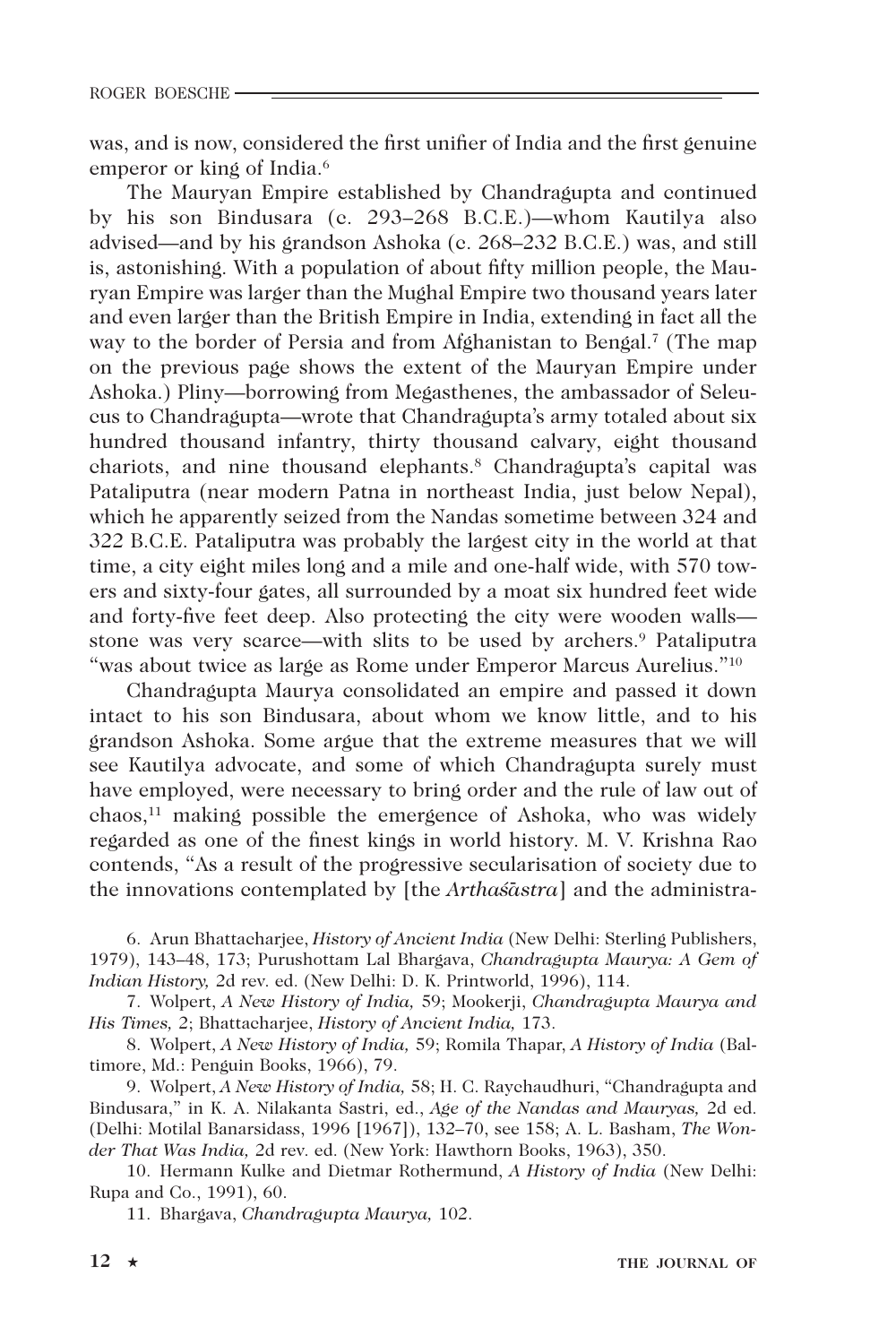was, and is now, considered the first unifier of India and the first genuine emperor or king of India.[6]

The Mauryan Empire established by Chandragupta and continued by his son Bindusara (c. 293–268 B.C.E.)—whom Kautilya also advised—and by his grandson Ashoka (c. 268–232 B.C.E.) was, and still is, astonishing. With a population of about fifty million people, the Mauryan Empire was larger than the Mughal Empire two thousand years later and even larger than the British Empire in India, extending in fact all the way to the border of Persia and from Afghanistan to Bengal.[7] (The map on the previous page shows the extent of the Mauryan Empire under Ashoka.) Pliny—borrowing from Megasthenes, the ambassador of Seleucus to Chandragupta—wrote that Chandragupta's army totaled about six hundred thousand infantry, thirty thousand calvary, eight thousand chariots, and nine thousand elephants.[8] Chandragupta's capital was Pataliputra (near modern Patna in northeast India, just below Nepal), which he apparently seized from the Nandas sometime between 324 and 322 B.C.E. Pataliputra was probably the largest city in the world at that time, a city eight miles long and a mile and one-half wide, with 570 towers and sixty-four gates, all surrounded by a moat six hundred feet wide and forty-five feet deep. Also protecting the city were wooden walls—stone was very scarce—with slits to be used by archers.[9] Pataliputra "was about twice as large as Rome under Emperor Marcus Aurelius."[10]

Chandragupta Maurya consolidated an empire and passed it down intact to his son Bindusara, about whom we know little, and to his grandson Ashoka. Some argue that the extreme measures that we will see Kautilya advocate, and some of which Chandragupta surely must have employed, were necessary to bring order and the rule of law out of chaos,[11] making possible the emergence of Ashoka, who was widely regarded as one of the finest kings in world history. M. V. Krishna Rao contends, "As a result of the progressive secularisation of society due to the innovations contemplated by [the *Arthaśāstra*] and the administra-

6. Arun Bhattacharjee, *History of Ancient India* (New Delhi: Sterling Publishers, 1979), 143–48, 173; Purushottam Lal Bhargava, *Chandragupta Maurya: A Gem of Indian History,* 2d rev. ed. (New Delhi: D. K. Printworld, 1996), 114.

7. Wolpert, *A New History of India,* 59; Mookerji, *Chandragupta Maurya and His Times,* 2; Bhattacharjee, *History of Ancient India,* 173.

8. Wolpert, *A New History of India,* 59; Romila Thapar, *A History of India* (Baltimore, Md.: Penguin Books, 1966), 79.

9. Wolpert, *A New History of India,* 58; H. C. Raychaudhuri, "Chandragupta and Bindusara," in K. A. Nilakanta Sastri, ed., *Age of the Nandas and Mauryas,* 2d ed. (Delhi: Motilal Banarsidass, 1996 [1967]), 132–70, see 158; A. L. Basham, *The Wonder That Was India,* 2d rev. ed. (New York: Hawthorn Books, 1963), 350.

10. Hermann Kulke and Dietmar Rothermund, *A History of India* (New Delhi: Rupa and Co., 1991), 60.

11. Bhargava, *Chandragupta Maurya,* 102.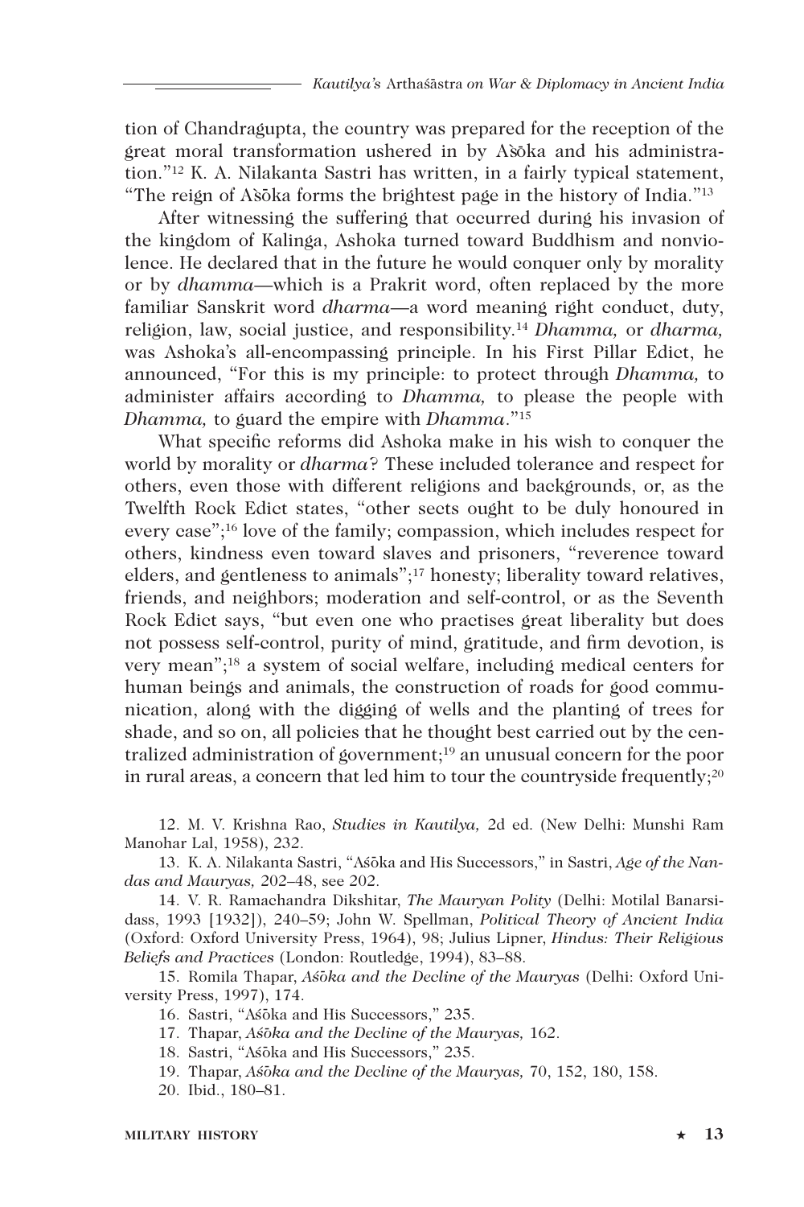tion of Chandragupta, the country was prepared for the reception of the great moral transformation ushered in by Aśōka and his administration."[12] K. A. Nilakanta Sastri has written, in a fairly typical statement, "The reign of Aśōka forms the brightest page in the history of India."[13]

After witnessing the suffering that occurred during his invasion of the kingdom of Kalinga, Ashoka turned toward Buddhism and nonviolence. He declared that in the future he would conquer only by morality or by *dhamma*—which is a Prakrit word, often replaced by the more familiar Sanskrit word *dharma*—a word meaning right conduct, duty, religion, law, social justice, and responsibility.[14] *Dhamma,* or *dharma,* was Ashoka's all-encompassing principle. In his First Pillar Edict, he announced, "For this is my principle: to protect through *Dhamma,* to administer affairs according to *Dhamma,* to please the people with *Dhamma,* to guard the empire with *Dhamma*."[15]

What specific reforms did Ashoka make in his wish to conquer the world by morality or *dharma*? These included tolerance and respect for others, even those with different religions and backgrounds, or, as the Twelfth Rock Edict states, "other sects ought to be duly honoured in every case";[16] love of the family; compassion, which includes respect for others, kindness even toward slaves and prisoners, "reverence toward elders, and gentleness to animals";[17] honesty; liberality toward relatives, friends, and neighbors; moderation and self-control, or as the Seventh Rock Edict says, "but even one who practises great liberality but does not possess self-control, purity of mind, gratitude, and firm devotion, is very mean";[18] a system of social welfare, including medical centers for human beings and animals, the construction of roads for good communication, along with the digging of wells and the planting of trees for shade, and so on, all policies that he thought best carried out by the centralized administration of government;[19] an unusual concern for the poor in rural areas, a concern that led him to tour the countryside frequently;[20]

12. M. V. Krishna Rao, *Studies in Kautilya,* 2d ed. (New Delhi: Munshi Ram Manohar Lal, 1958), 232.

13. K. A. Nilakanta Sastri, "Aśōka and His Successors," in Sastri, *Age of the Nandas and Mauryas,* 202–48, see 202.

14. V. R. Ramachandra Dikshitar, *The Mauryan Polity* (Delhi: Motilal Banarsidass, 1993 [1932]), 240–59; John W. Spellman, *Political Theory of Ancient India* (Oxford: Oxford University Press, 1964), 98; Julius Lipner, *Hindus: Their Religious Beliefs and Practices* (London: Routledge, 1994), 83–88.

15. Romila Thapar, *Aśōka and the Decline of the Mauryas* (Delhi: Oxford University Press, 1997), 174.

16. Sastri, "Aśōka and His Successors," 235.

17. Thapar, *Aśōka and the Decline of the Mauryas,* 162.

18. Sastri, "Aśōka and His Successors," 235.

19. Thapar, *Aśōka and the Decline of the Mauryas,* 70, 152, 180, 158.

20. Ibid., 180–81.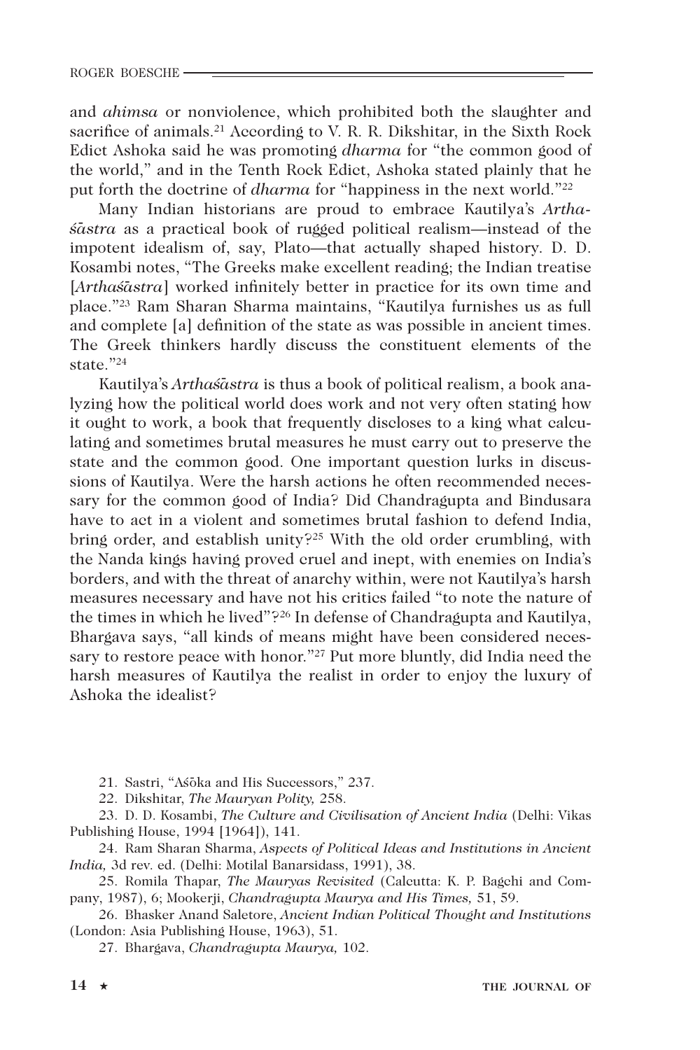and *ahimsa* or nonviolence, which prohibited both the slaughter and sacrifice of animals.[21] According to V. R. R. Dikshitar, in the Sixth Rock Edict Ashoka said he was promoting *dharma* for "the common good of the world," and in the Tenth Rock Edict, Ashoka stated plainly that he put forth the doctrine of *dharma* for "happiness in the next world."[22]

Many Indian historians are proud to embrace Kautilya's *Arthaśāstra* as a practical book of rugged political realism—instead of the impotent idealism of, say, Plato—that actually shaped history. D. D. Kosambi notes, "The Greeks make excellent reading; the Indian treatise [*Arthaśāstra*] worked infinitely better in practice for its own time and place."[23] Ram Sharan Sharma maintains, "Kautilya furnishes us as full and complete [a] definition of the state as was possible in ancient times. The Greek thinkers hardly discuss the constituent elements of the state."[24]

Kautilya's *Arthaśāstra* is thus a book of political realism, a book analyzing how the political world does work and not very often stating how it ought to work, a book that frequently discloses to a king what calculating and sometimes brutal measures he must carry out to preserve the state and the common good. One important question lurks in discussions of Kautilya. Were the harsh actions he often recommended necessary for the common good of India? Did Chandragupta and Bindusara have to act in a violent and sometimes brutal fashion to defend India, bring order, and establish unity?[25] With the old order crumbling, with the Nanda kings having proved cruel and inept, with enemies on India's borders, and with the threat of anarchy within, were not Kautilya's harsh measures necessary and have not his critics failed "to note the nature of the times in which he lived"?[26] In defense of Chandragupta and Kautilya, Bhargava says, "all kinds of means might have been considered necessary to restore peace with honor."[27] Put more bluntly, did India need the harsh measures of Kautilya the realist in order to enjoy the luxury of Ashoka the idealist?

21. Sastri, "Aśōka and His Successors," 237.

22. Dikshitar, *The Mauryan Polity,* 258.

23. D. D. Kosambi, *The Culture and Civilisation of Ancient India* (Delhi: Vikas Publishing House, 1994 [1964]), 141.

24. Ram Sharan Sharma, *Aspects of Political Ideas and Institutions in Ancient India,* 3d rev. ed. (Delhi: Motilal Banarsidass, 1991), 38.

25. Romila Thapar, *The Mauryas Revisited* (Calcutta: K. P. Bagchi and Company, 1987), 6; Mookerji, *Chandragupta Maurya and His Times,* 51, 59.

26. Bhasker Anand Saletore, *Ancient Indian Political Thought and Institutions* (London: Asia Publishing House, 1963), 51.

27. Bhargava, *Chandragupta Maurya,* 102.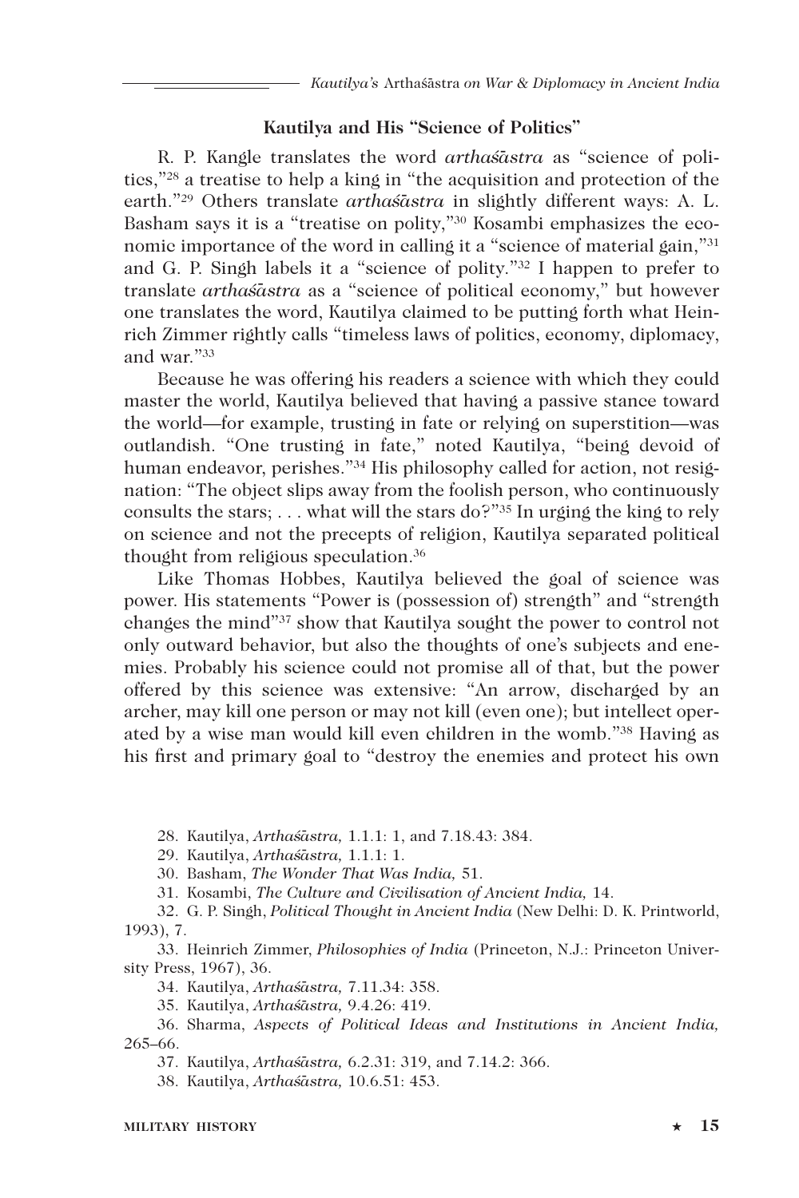## Kautilya and His "Science of Politics"

R. P. Kangle translates the word *arthaśāstra* as "science of politics,"[28] a treatise to help a king in "the acquisition and protection of the earth."[29] Others translate *arthaśāstra* in slightly different ways: A. L. Basham says it is a "treatise on polity,"[30] Kosambi emphasizes the economic importance of the word in calling it a "science of material gain,"[31] and G. P. Singh labels it a "science of polity."[32] I happen to prefer to translate *arthaśāstra* as a "science of political economy," but however one translates the word, Kautilya claimed to be putting forth what Heinrich Zimmer rightly calls "timeless laws of politics, economy, diplomacy, and war."[33]

Because he was offering his readers a science with which they could master the world, Kautilya believed that having a passive stance toward the world—for example, trusting in fate or relying on superstition—was outlandish. "One trusting in fate," noted Kautilya, "being devoid of human endeavor, perishes."[34] His philosophy called for action, not resignation: "The object slips away from the foolish person, who continuously consults the stars; . . . what will the stars do?"[35] In urging the king to rely on science and not the precepts of religion, Kautilya separated political thought from religious speculation.[36]

Like Thomas Hobbes, Kautilya believed the goal of science was power. His statements "Power is (possession of) strength" and "strength changes the mind"[37] show that Kautilya sought the power to control not only outward behavior, but also the thoughts of one's subjects and enemies. Probably his science could not promise all of that, but the power offered by this science was extensive: "An arrow, discharged by an archer, may kill one person or may not kill (even one); but intellect operated by a wise man would kill even children in the womb."[38] Having as his first and primary goal to "destroy the enemies and protect his own

28. Kautilya, *Arthaśāstra,* 1.1.1: 1, and 7.18.43: 384.

29. Kautilya, *Arthaśāstra,* 1.1.1: 1.

30. Basham, *The Wonder That Was India,* 51.

31. Kosambi, *The Culture and Civilisation of Ancient India,* 14.

32. G. P. Singh, *Political Thought in Ancient India* (New Delhi: D. K. Printworld, 1993), 7.

33. Heinrich Zimmer, *Philosophies of India* (Princeton, N.J.: Princeton University Press, 1967), 36.

34. Kautilya, *Arthaśāstra,* 7.11.34: 358.

35. Kautilya, *Arthaśāstra,* 9.4.26: 419.

36. Sharma, *Aspects of Political Ideas and Institutions in Ancient India,* 265–66.

37. Kautilya, *Arthaśāstra,* 6.2.31: 319, and 7.14.2: 366.

38. Kautilya, *Arthaśāstra,* 10.6.51: 453.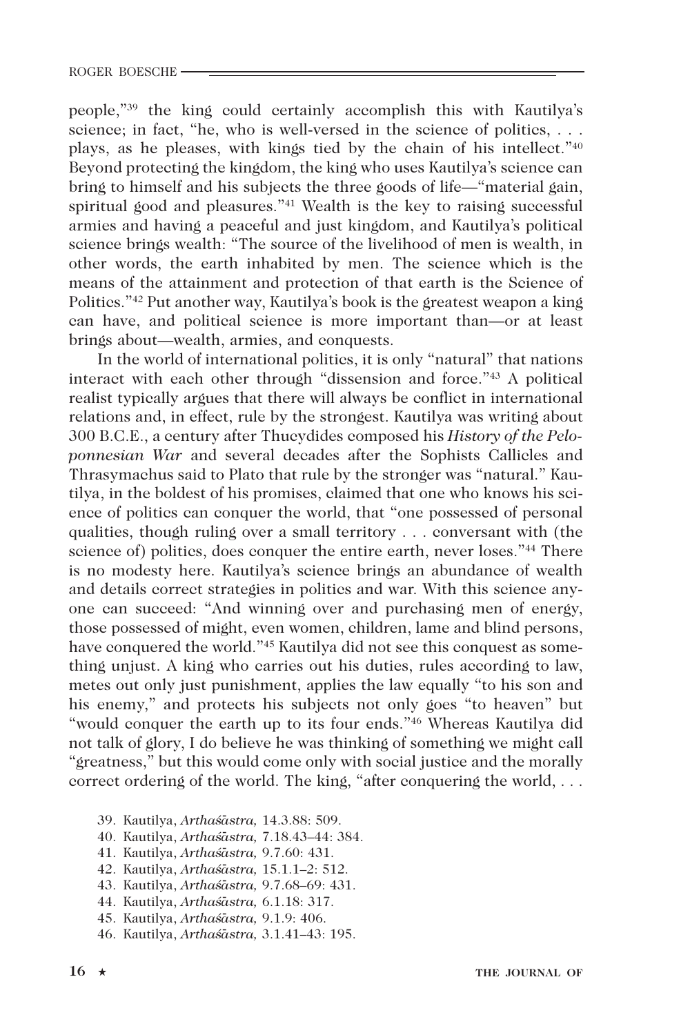people,"[39] the king could certainly accomplish this with Kautilya's science; in fact, "he, who is well-versed in the science of politics, . . . plays, as he pleases, with kings tied by the chain of his intellect."[40] Beyond protecting the kingdom, the king who uses Kautilya's science can bring to himself and his subjects the three goods of life—"material gain, spiritual good and pleasures."[41] Wealth is the key to raising successful armies and having a peaceful and just kingdom, and Kautilya's political science brings wealth: "The source of the livelihood of men is wealth, in other words, the earth inhabited by men. The science which is the means of the attainment and protection of that earth is the Science of Politics."[42] Put another way, Kautilya's book is the greatest weapon a king can have, and political science is more important than—or at least brings about—wealth, armies, and conquests.

In the world of international politics, it is only "natural" that nations interact with each other through "dissension and force."[43] A political realist typically argues that there will always be conflict in international relations and, in effect, rule by the strongest. Kautilya was writing about 300 B.C.E., a century after Thucydides composed his *History of the Peloponnesian War* and several decades after the Sophists Callicles and Thrasymachus said to Plato that rule by the stronger was "natural." Kautilya, in the boldest of his promises, claimed that one who knows his science of politics can conquer the world, that "one possessed of personal qualities, though ruling over a small territory . . . conversant with (the science of) politics, does conquer the entire earth, never loses."[44] There is no modesty here. Kautilya's science brings an abundance of wealth and details correct strategies in politics and war. With this science anyone can succeed: "And winning over and purchasing men of energy, those possessed of might, even women, children, lame and blind persons, have conquered the world."[45] Kautilya did not see this conquest as something unjust. A king who carries out his duties, rules according to law, metes out only just punishment, applies the law equally "to his son and his enemy," and protects his subjects not only goes "to heaven" but "would conquer the earth up to its four ends."[46] Whereas Kautilya did not talk of glory, I do believe he was thinking of something we might call "greatness," but this would come only with social justice and the morally correct ordering of the world. The king, "after conquering the world, . . .

39. Kautilya, *Arthaśāstra,* 14.3.88: 509.
40. Kautilya, *Arthaśāstra,* 7.18.43–44: 384.
41. Kautilya, *Arthaśāstra,* 9.7.60: 431.
42. Kautilya, *Arthaśāstra,* 15.1.1–2: 512.
43. Kautilya, *Arthaśāstra,* 9.7.68–69: 431.
44. Kautilya, *Arthaśāstra,* 6.1.18: 317.
45. Kautilya, *Arthaśāstra,* 9.1.9: 406.
46. Kautilya, *Arthaśāstra,* 3.1.41–43: 195.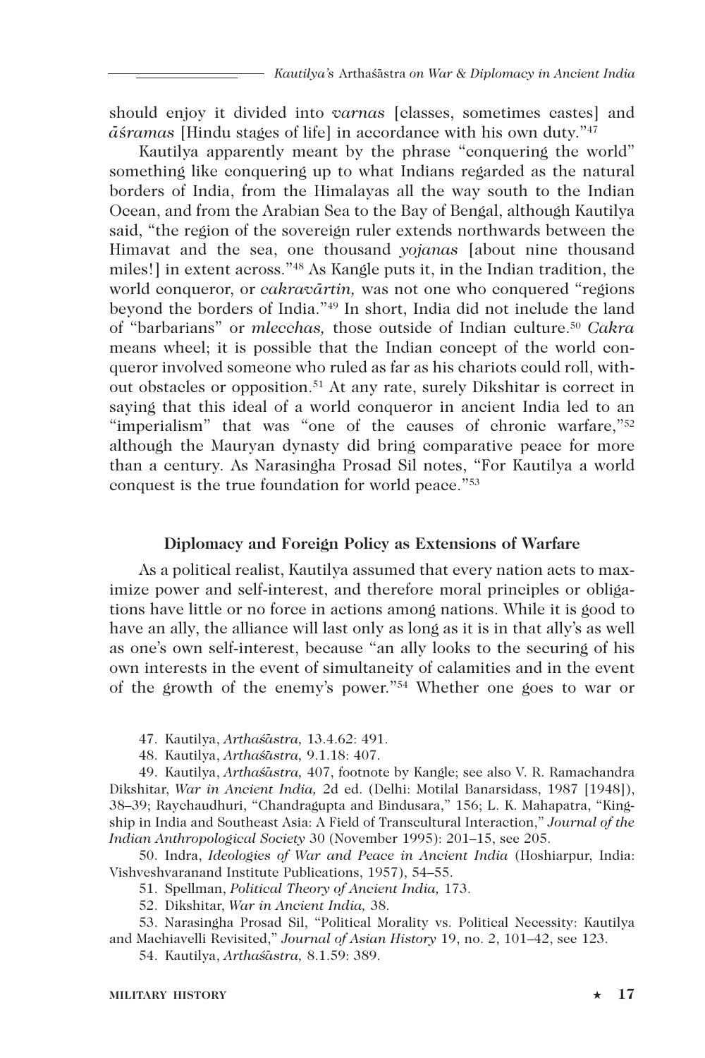should enjoy it divided into *varnas* [classes, sometimes castes] and *āśramas* [Hindu stages of life] in accordance with his own duty."[47]

Kautilya apparently meant by the phrase "conquering the world" something like conquering up to what Indians regarded as the natural borders of India, from the Himalayas all the way south to the Indian Ocean, and from the Arabian Sea to the Bay of Bengal, although Kautilya said, "the region of the sovereign ruler extends northwards between the Himavat and the sea, one thousand *yojanas* [about nine thousand miles!] in extent across."[48] As Kangle puts it, in the Indian tradition, the world conqueror, or *cakravārtin,* was not one who conquered "regions beyond the borders of India."[49] In short, India did not include the land of "barbarians" or *mlecchas,* those outside of Indian culture.[50] *Cakra* means wheel; it is possible that the Indian concept of the world conqueror involved someone who ruled as far as his chariots could roll, without obstacles or opposition.[51] At any rate, surely Dikshitar is correct in saying that this ideal of a world conqueror in ancient India led to an "imperialism" that was "one of the causes of chronic warfare,"[52] although the Mauryan dynasty did bring comparative peace for more than a century. As Narasingha Prosad Sil notes, "For Kautilya a world conquest is the true foundation for world peace."[53]

### Diplomacy and Foreign Policy as Extensions of Warfare

As a political realist, Kautilya assumed that every nation acts to maximize power and self-interest, and therefore moral principles or obligations have little or no force in actions among nations. While it is good to have an ally, the alliance will last only as long as it is in that ally's as well as one's own self-interest, because "an ally looks to the securing of his own interests in the event of simultaneity of calamities and in the event of the growth of the enemy's power."[54] Whether one goes to war or

47. Kautilya, *Arthaśāstra,* 13.4.62: 491.

48. Kautilya, *Arthaśāstra,* 9.1.18: 407.

49. Kautilya, *Arthaśāstra,* 407, footnote by Kangle; see also V. R. Ramachandra Dikshitar, *War in Ancient India,* 2d ed. (Delhi: Motilal Banarsidass, 1987 [1948]), 38–39; Raychaudhuri, "Chandragupta and Bindusara," 156; L. K. Mahapatra, "Kingship in India and Southeast Asia: A Field of Transcultural Interaction," *Journal of the Indian Anthropological Society* 30 (November 1995): 201–15, see 205.

50. Indra, *Ideologies of War and Peace in Ancient India* (Hoshiarpur, India: Vishveshvaranand Institute Publications, 1957), 54–55.

51. Spellman, *Political Theory of Ancient India,* 173.

52. Dikshitar, *War in Ancient India,* 38.

53. Narasingha Prosad Sil, "Political Morality vs. Political Necessity: Kautilya and Machiavelli Revisited," *Journal of Asian History* 19, no. 2, 101–42, see 123.

54. Kautilya, *Arthaśāstra,* 8.1.59: 389.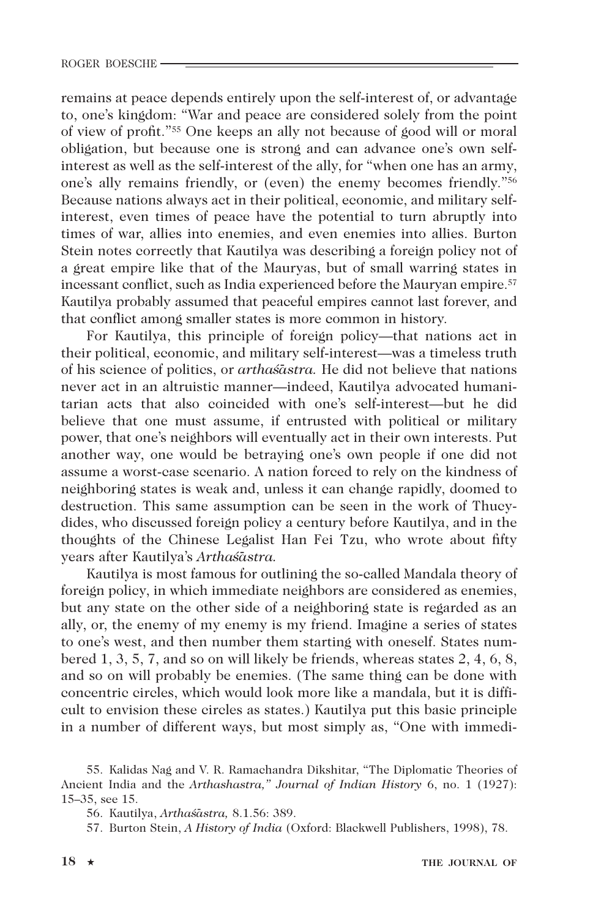remains at peace depends entirely upon the self-interest of, or advantage to, one's kingdom: "War and peace are considered solely from the point of view of profit."[55] One keeps an ally not because of good will or moral obligation, but because one is strong and can advance one's own self-interest as well as the self-interest of the ally, for "when one has an army, one's ally remains friendly, or (even) the enemy becomes friendly."[56] Because nations always act in their political, economic, and military self-interest, even times of peace have the potential to turn abruptly into times of war, allies into enemies, and even enemies into allies. Burton Stein notes correctly that Kautilya was describing a foreign policy not of a great empire like that of the Mauryas, but of small warring states in incessant conflict, such as India experienced before the Mauryan empire.[57] Kautilya probably assumed that peaceful empires cannot last forever, and that conflict among smaller states is more common in history.

For Kautilya, this principle of foreign policy—that nations act in their political, economic, and military self-interest—was a timeless truth of his science of politics, or *arthaśāstra.* He did not believe that nations never act in an altruistic manner—indeed, Kautilya advocated humanitarian acts that also coincided with one's self-interest—but he did believe that one must assume, if entrusted with political or military power, that one's neighbors will eventually act in their own interests. Put another way, one would be betraying one's own people if one did not assume a worst-case scenario. A nation forced to rely on the kindness of neighboring states is weak and, unless it can change rapidly, doomed to destruction. This same assumption can be seen in the work of Thucydides, who discussed foreign policy a century before Kautilya, and in the thoughts of the Chinese Legalist Han Fei Tzu, who wrote about fifty years after Kautilya's *Arthaśāstra.*

Kautilya is most famous for outlining the so-called Mandala theory of foreign policy, in which immediate neighbors are considered as enemies, but any state on the other side of a neighboring state is regarded as an ally, or, the enemy of my enemy is my friend. Imagine a series of states to one's west, and then number them starting with oneself. States numbered 1, 3, 5, 7, and so on will likely be friends, whereas states 2, 4, 6, 8, and so on will probably be enemies. (The same thing can be done with concentric circles, which would look more like a mandala, but it is difficult to envision these circles as states.) Kautilya put this basic principle in a number of different ways, but most simply as, "One with immedi-

55. Kalidas Nag and V. R. Ramachandra Dikshitar, "The Diplomatic Theories of Ancient India and the *Arthashastra," Journal of Indian History* 6, no. 1 (1927): 15–35, see 15.

56. Kautilya, *Arthaśāstra,* 8.1.56: 389.

57. Burton Stein, *A History of India* (Oxford: Blackwell Publishers, 1998), 78.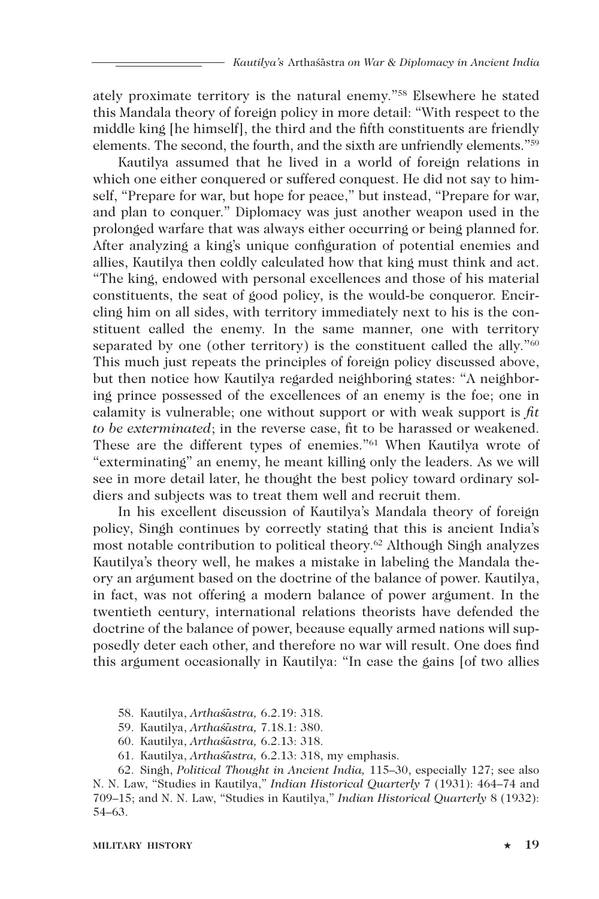ately proximate territory is the natural enemy."[58] Elsewhere he stated this Mandala theory of foreign policy in more detail: "With respect to the middle king [he himself], the third and the fifth constituents are friendly elements. The second, the fourth, and the sixth are unfriendly elements."[59]

Kautilya assumed that he lived in a world of foreign relations in which one either conquered or suffered conquest. He did not say to himself, "Prepare for war, but hope for peace," but instead, "Prepare for war, and plan to conquer." Diplomacy was just another weapon used in the prolonged warfare that was always either occurring or being planned for. After analyzing a king's unique configuration of potential enemies and allies, Kautilya then coldly calculated how that king must think and act. "The king, endowed with personal excellences and those of his material constituents, the seat of good policy, is the would-be conqueror. Encircling him on all sides, with territory immediately next to his is the constituent called the enemy. In the same manner, one with territory separated by one (other territory) is the constituent called the ally."[60] This much just repeats the principles of foreign policy discussed above, but then notice how Kautilya regarded neighboring states: "A neighboring prince possessed of the excellences of an enemy is the foe; one in calamity is vulnerable; one without support or with weak support is *fit to be exterminated*; in the reverse case, fit to be harassed or weakened. These are the different types of enemies."[61] When Kautilya wrote of "exterminating" an enemy, he meant killing only the leaders. As we will see in more detail later, he thought the best policy toward ordinary soldiers and subjects was to treat them well and recruit them.

In his excellent discussion of Kautilya's Mandala theory of foreign policy, Singh continues by correctly stating that this is ancient India's most notable contribution to political theory.[62] Although Singh analyzes Kautilya's theory well, he makes a mistake in labeling the Mandala theory an argument based on the doctrine of the balance of power. Kautilya, in fact, was not offering a modern balance of power argument. In the twentieth century, international relations theorists have defended the doctrine of the balance of power, because equally armed nations will supposedly deter each other, and therefore no war will result. One does find this argument occasionally in Kautilya: "In case the gains [of two allies

58. Kautilya, *Arthaśāstra,* 6.2.19: 318.

59. Kautilya, *Arthaśāstra,* 7.18.1: 380.

60. Kautilya, *Arthaśāstra,* 6.2.13: 318.

61. Kautilya, *Arthaśāstra,* 6.2.13: 318, my emphasis.

62. Singh, *Political Thought in Ancient India,* 115–30, especially 127; see also N. N. Law, "Studies in Kautilya," *Indian Historical Quarterly* 7 (1931): 464–74 and 709–15; and N. N. Law, "Studies in Kautilya," *Indian Historical Quarterly* 8 (1932): 54–63.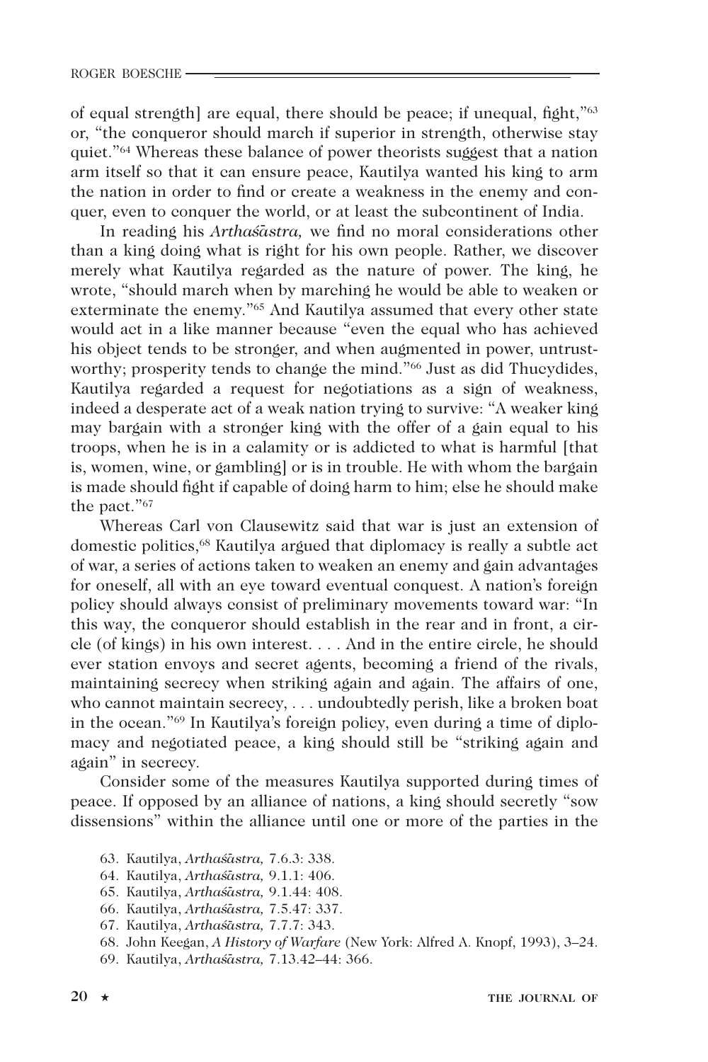of equal strength] are equal, there should be peace; if unequal, fight,"[63] or, "the conqueror should march if superior in strength, otherwise stay quiet."[64] Whereas these balance of power theorists suggest that a nation arm itself so that it can ensure peace, Kautilya wanted his king to arm the nation in order to find or create a weakness in the enemy and conquer, even to conquer the world, or at least the subcontinent of India.

In reading his *Arthaśāstra,* we find no moral considerations other than a king doing what is right for his own people. Rather, we discover merely what Kautilya regarded as the nature of power. The king, he wrote, "should march when by marching he would be able to weaken or exterminate the enemy."[65] And Kautilya assumed that every other state would act in a like manner because "even the equal who has achieved his object tends to be stronger, and when augmented in power, untrustworthy; prosperity tends to change the mind."[66] Just as did Thucydides, Kautilya regarded a request for negotiations as a sign of weakness, indeed a desperate act of a weak nation trying to survive: "A weaker king may bargain with a stronger king with the offer of a gain equal to his troops, when he is in a calamity or is addicted to what is harmful [that is, women, wine, or gambling] or is in trouble. He with whom the bargain is made should fight if capable of doing harm to him; else he should make the pact."[67]

Whereas Carl von Clausewitz said that war is just an extension of domestic politics,[68] Kautilya argued that diplomacy is really a subtle act of war, a series of actions taken to weaken an enemy and gain advantages for oneself, all with an eye toward eventual conquest. A nation's foreign policy should always consist of preliminary movements toward war: "In this way, the conqueror should establish in the rear and in front, a circle (of kings) in his own interest. . . . And in the entire circle, he should ever station envoys and secret agents, becoming a friend of the rivals, maintaining secrecy when striking again and again. The affairs of one, who cannot maintain secrecy, . . . undoubtedly perish, like a broken boat in the ocean."[69] In Kautilya's foreign policy, even during a time of diplomacy and negotiated peace, a king should still be "striking again and again" in secrecy.

Consider some of the measures Kautilya supported during times of peace. If opposed by an alliance of nations, a king should secretly "sow dissensions" within the alliance until one or more of the parties in the

63. Kautilya, *Arthaśāstra,* 7.6.3: 338.
64. Kautilya, *Arthaśāstra,* 9.1.1: 406.
65. Kautilya, *Arthaśāstra,* 9.1.44: 408.
66. Kautilya, *Arthaśāstra,* 7.5.47: 337.
67. Kautilya, *Arthaśāstra,* 7.7.7: 343.
68. John Keegan, *A History of Warfare* (New York: Alfred A. Knopf, 1993), 3–24.
69. Kautilya, *Arthaśāstra,* 7.13.42–44: 366.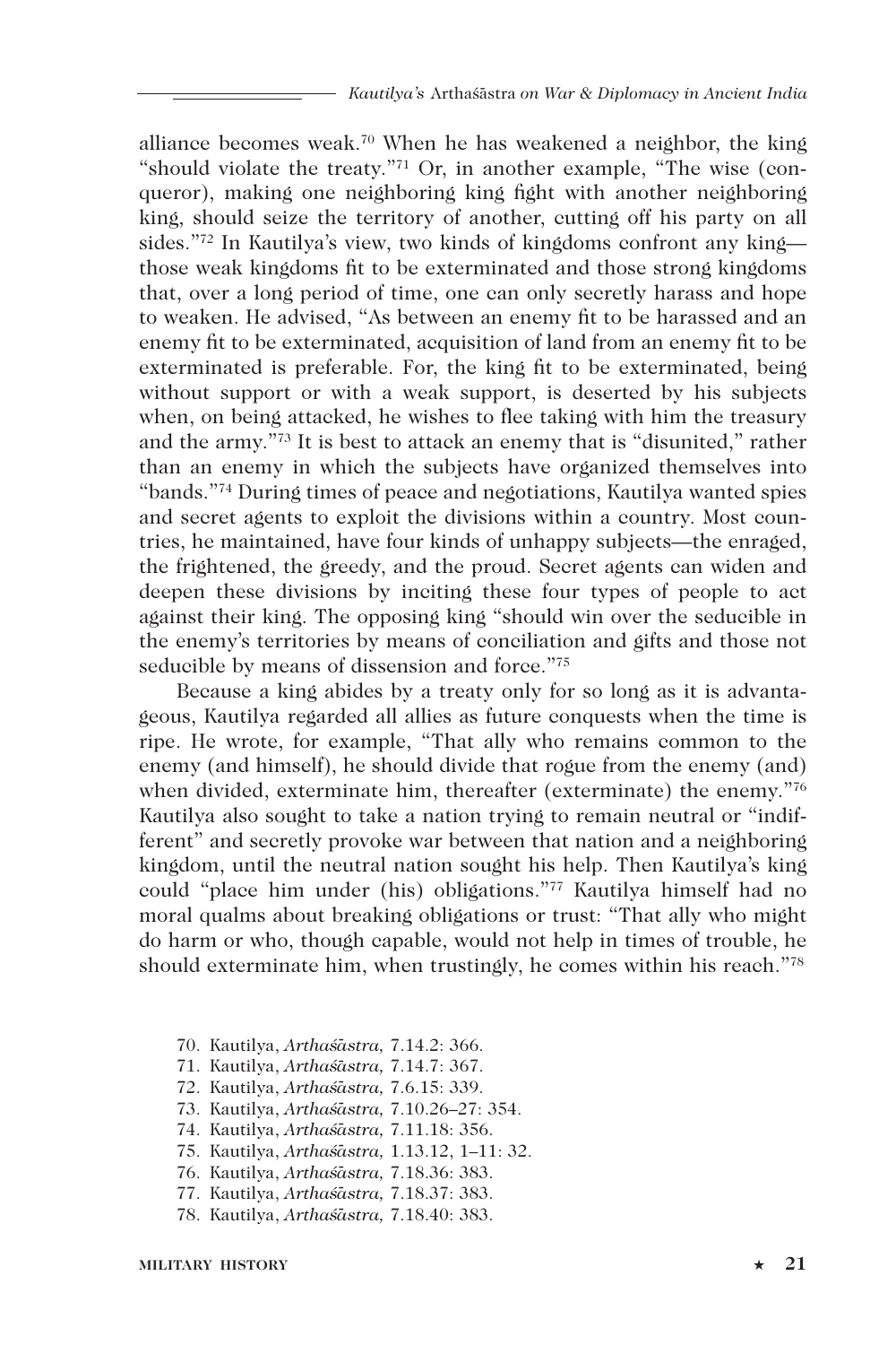alliance becomes weak.[70] When he has weakened a neighbor, the king "should violate the treaty."[71] Or, in another example, "The wise (conqueror), making one neighboring king fight with another neighboring king, should seize the territory of another, cutting off his party on all sides."[72] In Kautilya's view, two kinds of kingdoms confront any king—those weak kingdoms fit to be exterminated and those strong kingdoms that, over a long period of time, one can only secretly harass and hope to weaken. He advised, "As between an enemy fit to be harassed and an enemy fit to be exterminated, acquisition of land from an enemy fit to be exterminated is preferable. For, the king fit to be exterminated, being without support or with a weak support, is deserted by his subjects when, on being attacked, he wishes to flee taking with him the treasury and the army."[73] It is best to attack an enemy that is "disunited," rather than an enemy in which the subjects have organized themselves into "bands."[74] During times of peace and negotiations, Kautilya wanted spies and secret agents to exploit the divisions within a country. Most countries, he maintained, have four kinds of unhappy subjects—the enraged, the frightened, the greedy, and the proud. Secret agents can widen and deepen these divisions by inciting these four types of people to act against their king. The opposing king "should win over the seducible in the enemy's territories by means of conciliation and gifts and those not seducible by means of dissension and force."[75]

Because a king abides by a treaty only for so long as it is advantageous, Kautilya regarded all allies as future conquests when the time is ripe. He wrote, for example, "That ally who remains common to the enemy (and himself), he should divide that rogue from the enemy (and) when divided, exterminate him, thereafter (exterminate) the enemy."[76] Kautilya also sought to take a nation trying to remain neutral or "indifferent" and secretly provoke war between that nation and a neighboring kingdom, until the neutral nation sought his help. Then Kautilya's king could "place him under (his) obligations."[77] Kautilya himself had no moral qualms about breaking obligations or trust: "That ally who might do harm or who, though capable, would not help in times of trouble, he should exterminate him, when trustingly, he comes within his reach."[78]

70. Kautilya, *Arthaśāstra,* 7.14.2: 366.
71. Kautilya, *Arthaśāstra,* 7.14.7: 367.
72. Kautilya, *Arthaśāstra,* 7.6.15: 339.
73. Kautilya, *Arthaśāstra,* 7.10.26–27: 354.
74. Kautilya, *Arthaśāstra,* 7.11.18: 356.
75. Kautilya, *Arthaśāstra,* 1.13.12, 1–11: 32.
76. Kautilya, *Arthaśāstra,* 7.18.36: 383.
77. Kautilya, *Arthaśāstra,* 7.18.37: 383.
78. Kautilya, *Arthaśāstra,* 7.18.40: 383.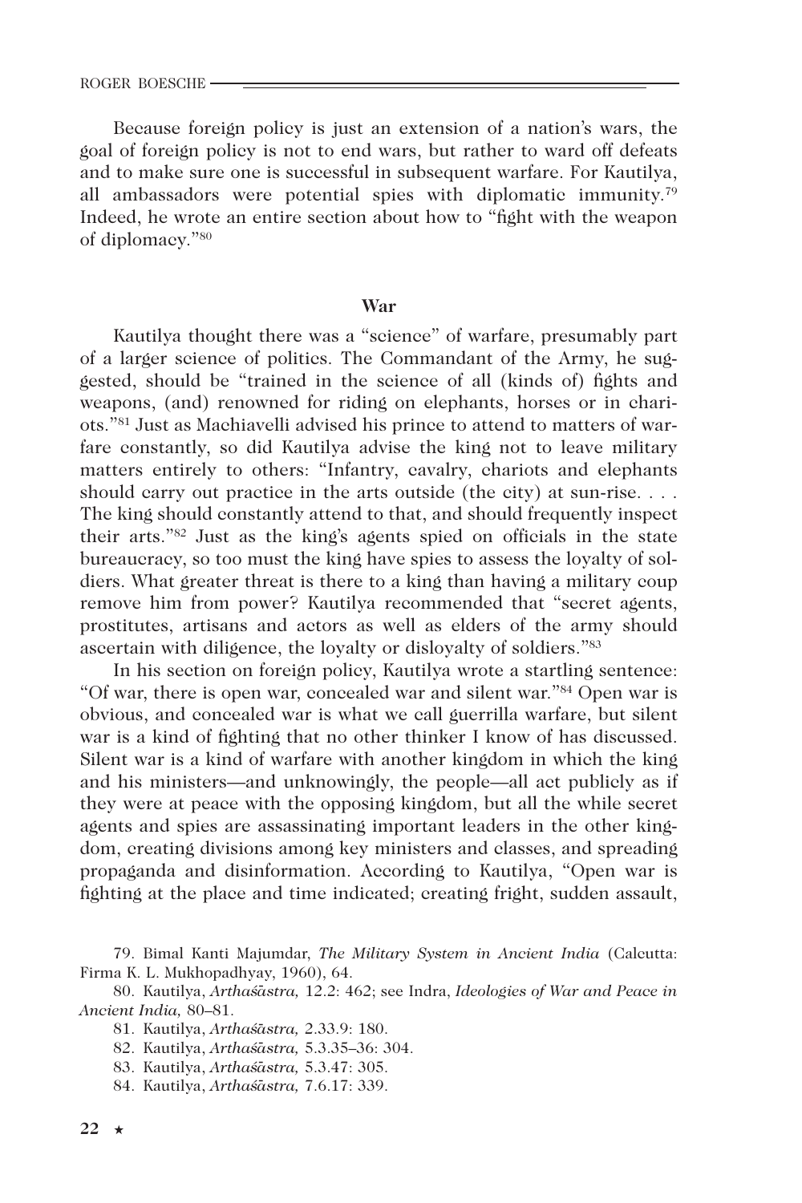Because foreign policy is just an extension of a nation's wars, the goal of foreign policy is not to end wars, but rather to ward off defeats and to make sure one is successful in subsequent warfare. For Kautilya, all ambassadors were potential spies with diplomatic immunity.[79] Indeed, he wrote an entire section about how to "fight with the weapon of diplomacy."[80]

## War

Kautilya thought there was a "science" of warfare, presumably part of a larger science of politics. The Commandant of the Army, he suggested, should be "trained in the science of all (kinds of) fights and weapons, (and) renowned for riding on elephants, horses or in chariots."[81] Just as Machiavelli advised his prince to attend to matters of warfare constantly, so did Kautilya advise the king not to leave military matters entirely to others: "Infantry, cavalry, chariots and elephants should carry out practice in the arts outside (the city) at sun-rise. . . . The king should constantly attend to that, and should frequently inspect their arts."[82] Just as the king's agents spied on officials in the state bureaucracy, so too must the king have spies to assess the loyalty of soldiers. What greater threat is there to a king than having a military coup remove him from power? Kautilya recommended that "secret agents, prostitutes, artisans and actors as well as elders of the army should ascertain with diligence, the loyalty or disloyalty of soldiers."[83]

In his section on foreign policy, Kautilya wrote a startling sentence: "Of war, there is open war, concealed war and silent war."[84] Open war is obvious, and concealed war is what we call guerrilla warfare, but silent war is a kind of fighting that no other thinker I know of has discussed. Silent war is a kind of warfare with another kingdom in which the king and his ministers—and unknowingly, the people—all act publicly as if they were at peace with the opposing kingdom, but all the while secret agents and spies are assassinating important leaders in the other kingdom, creating divisions among key ministers and classes, and spreading propaganda and disinformation. According to Kautilya, "Open war is fighting at the place and time indicated; creating fright, sudden assault,

79. Bimal Kanti Majumdar, *The Military System in Ancient India* (Calcutta: Firma K. L. Mukhopadhyay, 1960), 64.

80. Kautilya, *Arthaśāstra,* 12.2: 462; see Indra, *Ideologies of War and Peace in Ancient India,* 80–81.

81. Kautilya, *Arthaśāstra,* 2.33.9: 180.

82. Kautilya, *Arthaśāstra,* 5.3.35–36: 304.

83. Kautilya, *Arthaśāstra,* 5.3.47: 305.

84. Kautilya, *Arthaśāstra,* 7.6.17: 339.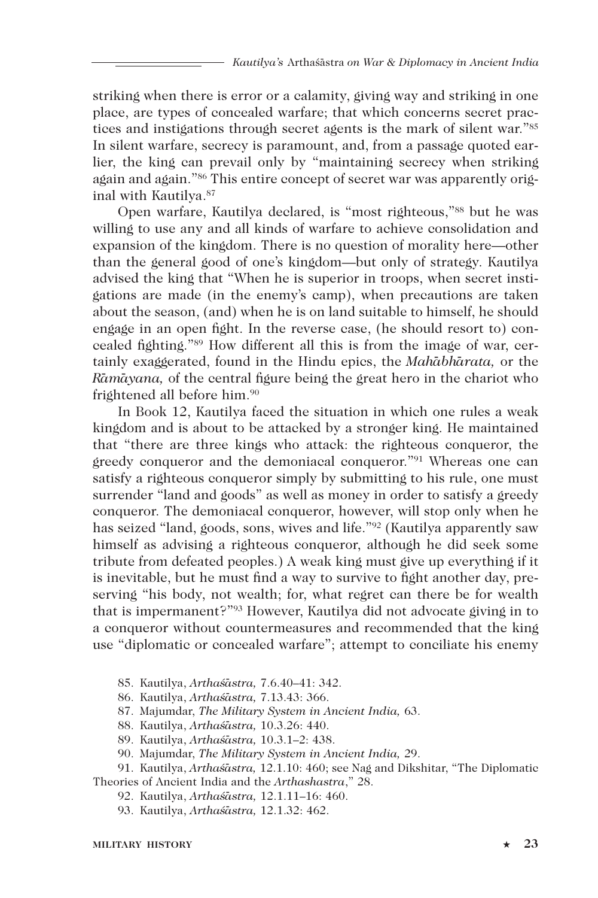striking when there is error or a calamity, giving way and striking in one place, are types of concealed warfare; that which concerns secret practices and instigations through secret agents is the mark of silent war."[85] In silent warfare, secrecy is paramount, and, from a passage quoted earlier, the king can prevail only by "maintaining secrecy when striking again and again."[86] This entire concept of secret war was apparently original with Kautilya.[87]

Open warfare, Kautilya declared, is "most righteous,"[88] but he was willing to use any and all kinds of warfare to achieve consolidation and expansion of the kingdom. There is no question of morality here—other than the general good of one's kingdom—but only of strategy. Kautilya advised the king that "When he is superior in troops, when secret instigations are made (in the enemy's camp), when precautions are taken about the season, (and) when he is on land suitable to himself, he should engage in an open fight. In the reverse case, (he should resort to) concealed fighting."[89] How different all this is from the image of war, certainly exaggerated, found in the Hindu epics, the *Mahābhārata,* or the *Rāmāyana,* of the central figure being the great hero in the chariot who frightened all before him.[90]

In Book 12, Kautilya faced the situation in which one rules a weak kingdom and is about to be attacked by a stronger king. He maintained that "there are three kings who attack: the righteous conqueror, the greedy conqueror and the demoniacal conqueror."[91] Whereas one can satisfy a righteous conqueror simply by submitting to his rule, one must surrender "land and goods" as well as money in order to satisfy a greedy conqueror. The demoniacal conqueror, however, will stop only when he has seized "land, goods, sons, wives and life."[92] (Kautilya apparently saw himself as advising a righteous conqueror, although he did seek some tribute from defeated peoples.) A weak king must give up everything if it is inevitable, but he must find a way to survive to fight another day, preserving "his body, not wealth; for, what regret can there be for wealth that is impermanent?"[93] However, Kautilya did not advocate giving in to a conqueror without countermeasures and recommended that the king use "diplomatic or concealed warfare"; attempt to conciliate his enemy

85. Kautilya, *Arthaśāstra,* 7.6.40–41: 342.

86. Kautilya, *Arthaśāstra,* 7.13.43: 366.

87. Majumdar, *The Military System in Ancient India,* 63.

88. Kautilya, *Arthaśāstra,* 10.3.26: 440.

89. Kautilya, *Arthaśāstra,* 10.3.1–2: 438.

90. Majumdar, *The Military System in Ancient India,* 29.

91. Kautilya, *Arthaśāstra,* 12.1.10: 460; see Nag and Dikshitar, "The Diplomatic Theories of Ancient India and the *Arthashastra*," 28.

92. Kautilya, *Arthaśāstra,* 12.1.11–16: 460.

93. Kautilya, *Arthaśāstra,* 12.1.32: 462.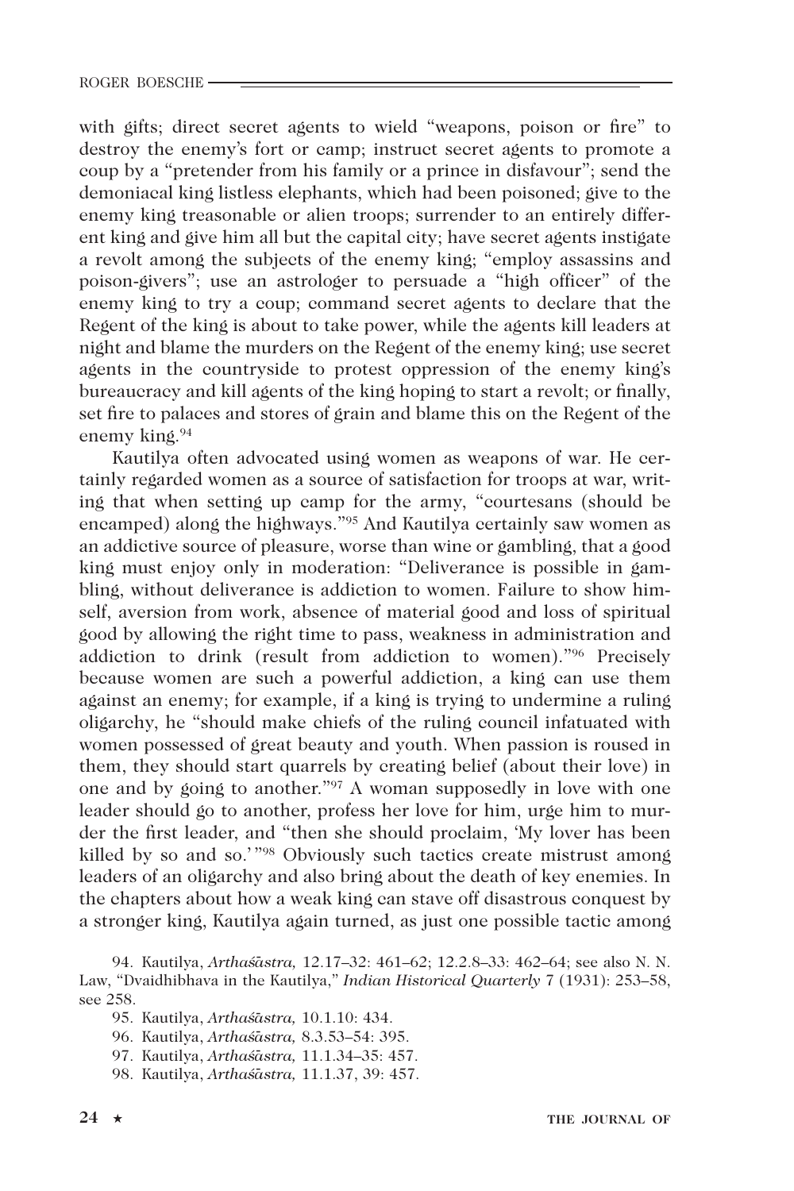with gifts; direct secret agents to wield "weapons, poison or fire" to destroy the enemy's fort or camp; instruct secret agents to promote a coup by a "pretender from his family or a prince in disfavour"; send the demoniacal king listless elephants, which had been poisoned; give to the enemy king treasonable or alien troops; surrender to an entirely different king and give him all but the capital city; have secret agents instigate a revolt among the subjects of the enemy king; "employ assassins and poison-givers"; use an astrologer to persuade a "high officer" of the enemy king to try a coup; command secret agents to declare that the Regent of the king is about to take power, while the agents kill leaders at night and blame the murders on the Regent of the enemy king; use secret agents in the countryside to protest oppression of the enemy king's bureaucracy and kill agents of the king hoping to start a revolt; or finally, set fire to palaces and stores of grain and blame this on the Regent of the enemy king.[94]

Kautilya often advocated using women as weapons of war. He certainly regarded women as a source of satisfaction for troops at war, writing that when setting up camp for the army, "courtesans (should be encamped) along the highways."[95] And Kautilya certainly saw women as an addictive source of pleasure, worse than wine or gambling, that a good king must enjoy only in moderation: "Deliverance is possible in gambling, without deliverance is addiction to women. Failure to show himself, aversion from work, absence of material good and loss of spiritual good by allowing the right time to pass, weakness in administration and addiction to drink (result from addiction to women)."[96] Precisely because women are such a powerful addiction, a king can use them against an enemy; for example, if a king is trying to undermine a ruling oligarchy, he "should make chiefs of the ruling council infatuated with women possessed of great beauty and youth. When passion is roused in them, they should start quarrels by creating belief (about their love) in one and by going to another."[97] A woman supposedly in love with one leader should go to another, profess her love for him, urge him to murder the first leader, and "then she should proclaim, 'My lover has been killed by so and so.'"[98] Obviously such tactics create mistrust among leaders of an oligarchy and also bring about the death of key enemies. In the chapters about how a weak king can stave off disastrous conquest by a stronger king, Kautilya again turned, as just one possible tactic among

94. Kautilya, *Arthaśāstra,* 12.17–32: 461–62; 12.2.8–33: 462–64; see also N. N. Law, "Dvaidhibhava in the Kautilya," *Indian Historical Quarterly* 7 (1931): 253–58, see 258.

95. Kautilya, *Arthaśāstra,* 10.1.10: 434.

96. Kautilya, *Arthaśāstra,* 8.3.53–54: 395.

97. Kautilya, *Arthaśāstra,* 11.1.34–35: 457.

98. Kautilya, *Arthaśāstra,* 11.1.37, 39: 457.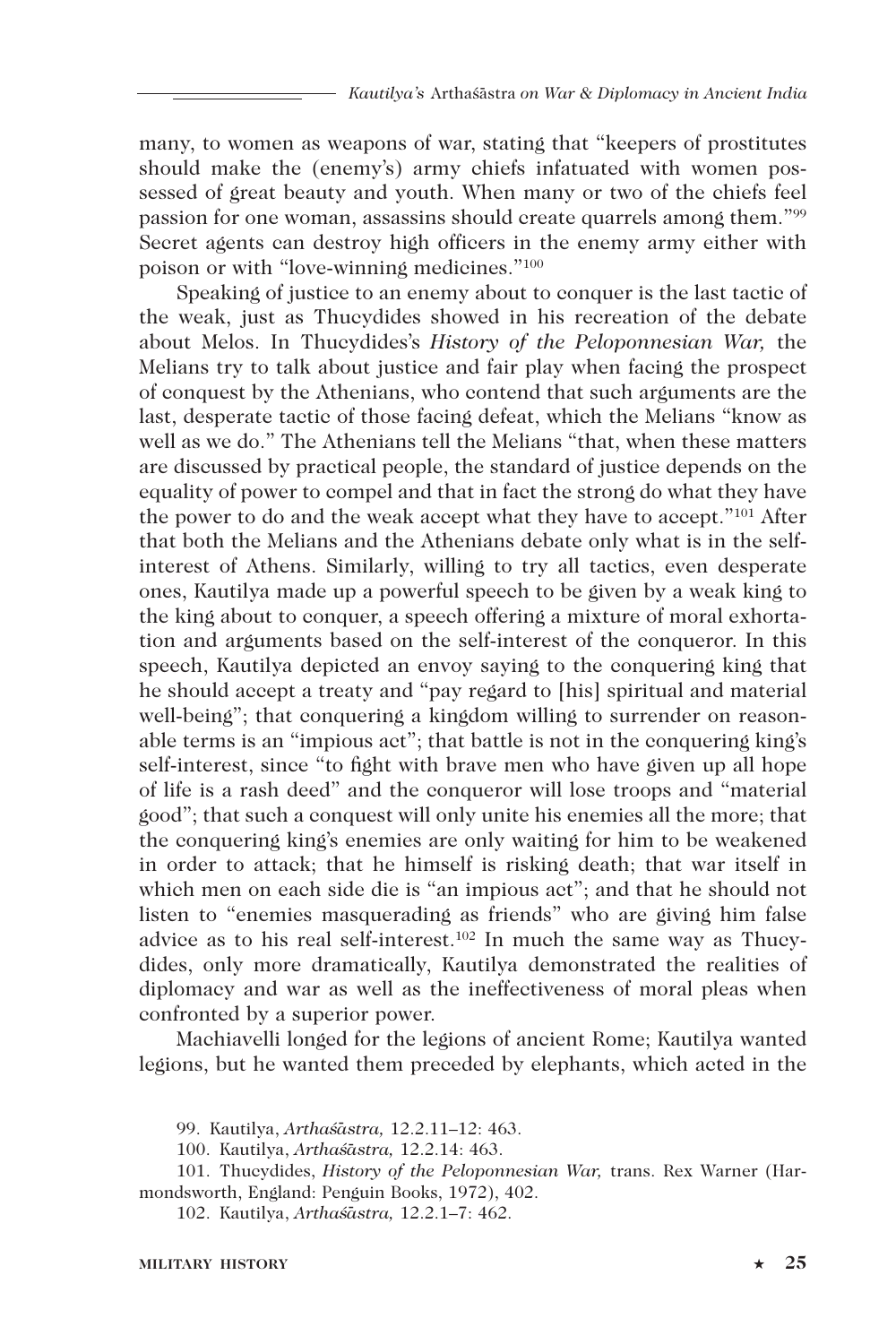many, to women as weapons of war, stating that "keepers of prostitutes should make the (enemy's) army chiefs infatuated with women possessed of great beauty and youth. When many or two of the chiefs feel passion for one woman, assassins should create quarrels among them."[99] Secret agents can destroy high officers in the enemy army either with poison or with "love-winning medicines."[100]

Speaking of justice to an enemy about to conquer is the last tactic of the weak, just as Thucydides showed in his recreation of the debate about Melos. In Thucydides's *History of the Peloponnesian War,* the Melians try to talk about justice and fair play when facing the prospect of conquest by the Athenians, who contend that such arguments are the last, desperate tactic of those facing defeat, which the Melians "know as well as we do." The Athenians tell the Melians "that, when these matters are discussed by practical people, the standard of justice depends on the equality of power to compel and that in fact the strong do what they have the power to do and the weak accept what they have to accept."[101] After that both the Melians and the Athenians debate only what is in the self-interest of Athens. Similarly, willing to try all tactics, even desperate ones, Kautilya made up a powerful speech to be given by a weak king to the king about to conquer, a speech offering a mixture of moral exhortation and arguments based on the self-interest of the conqueror. In this speech, Kautilya depicted an envoy saying to the conquering king that he should accept a treaty and "pay regard to [his] spiritual and material well-being"; that conquering a kingdom willing to surrender on reasonable terms is an "impious act"; that battle is not in the conquering king's self-interest, since "to fight with brave men who have given up all hope of life is a rash deed" and the conqueror will lose troops and "material good"; that such a conquest will only unite his enemies all the more; that the conquering king's enemies are only waiting for him to be weakened in order to attack; that he himself is risking death; that war itself in which men on each side die is "an impious act"; and that he should not listen to "enemies masquerading as friends" who are giving him false advice as to his real self-interest.[102] In much the same way as Thucydides, only more dramatically, Kautilya demonstrated the realities of diplomacy and war as well as the ineffectiveness of moral pleas when confronted by a superior power.

Machiavelli longed for the legions of ancient Rome; Kautilya wanted legions, but he wanted them preceded by elephants, which acted in the

99. Kautilya, *Arthaśāstra,* 12.2.11–12: 463.

100. Kautilya, *Arthaśāstra,* 12.2.14: 463.

101. Thucydides, *History of the Peloponnesian War,* trans. Rex Warner (Harmondsworth, England: Penguin Books, 1972), 402.

102. Kautilya, *Arthaśāstra,* 12.2.1–7: 462.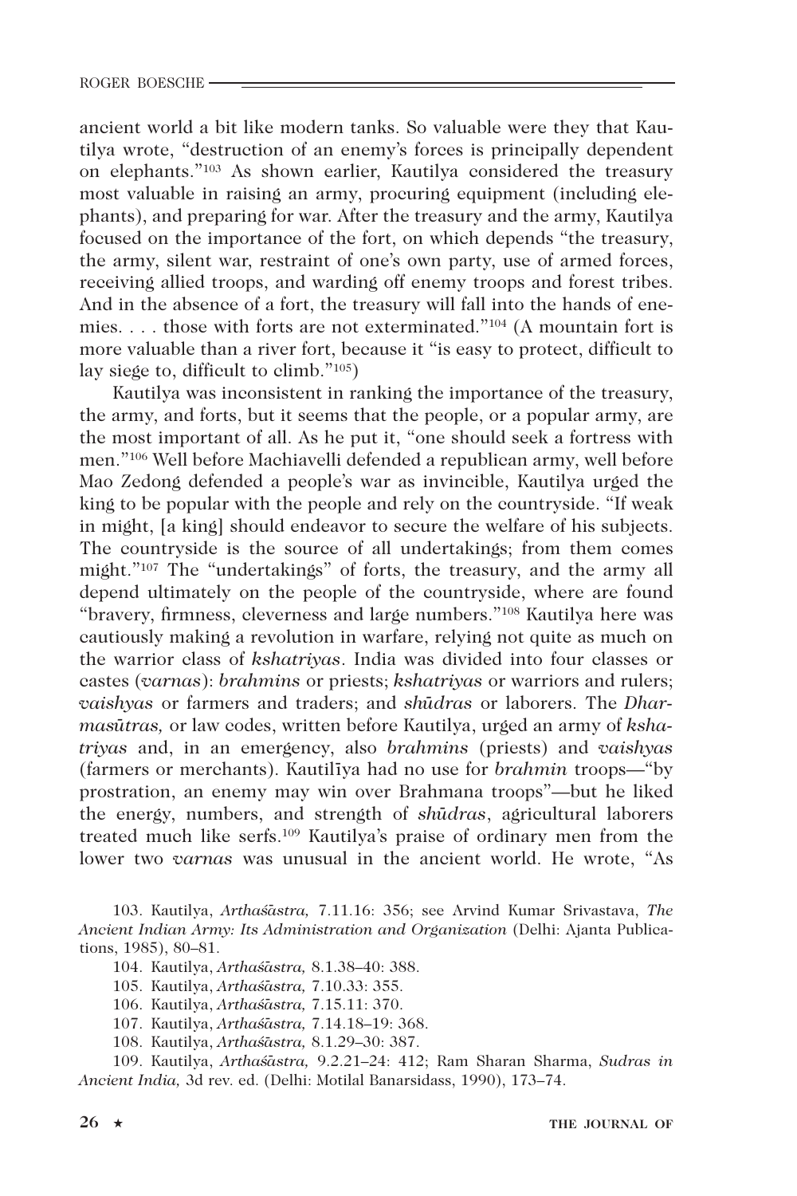ancient world a bit like modern tanks. So valuable were they that Kautilya wrote, "destruction of an enemy's forces is principally dependent on elephants."[103] As shown earlier, Kautilya considered the treasury most valuable in raising an army, procuring equipment (including elephants), and preparing for war. After the treasury and the army, Kautilya focused on the importance of the fort, on which depends "the treasury, the army, silent war, restraint of one's own party, use of armed forces, receiving allied troops, and warding off enemy troops and forest tribes. And in the absence of a fort, the treasury will fall into the hands of enemies. . . . those with forts are not exterminated."[104] (A mountain fort is more valuable than a river fort, because it "is easy to protect, difficult to lay siege to, difficult to climb."[105])

Kautilya was inconsistent in ranking the importance of the treasury, the army, and forts, but it seems that the people, or a popular army, are the most important of all. As he put it, "one should seek a fortress with men."[106] Well before Machiavelli defended a republican army, well before Mao Zedong defended a people's war as invincible, Kautilya urged the king to be popular with the people and rely on the countryside. "If weak in might, [a king] should endeavor to secure the welfare of his subjects. The countryside is the source of all undertakings; from them comes might."[107] The "undertakings" of forts, the treasury, and the army all depend ultimately on the people of the countryside, where are found "bravery, firmness, cleverness and large numbers."[108] Kautilya here was cautiously making a revolution in warfare, relying not quite as much on the warrior class of *kshatriyas*. India was divided into four classes or castes (*varnas*): *brahmins* or priests; *kshatriyas* or warriors and rulers; *vaishyas* or farmers and traders; and *shūdras* or laborers. The *Dharmasūtras,* or law codes, written before Kautilya, urged an army of *kshatriyas* and, in an emergency, also *brahmins* (priests) and *vaishyas* (farmers or merchants). Kautilīya had no use for *brahmin* troops—"by prostration, an enemy may win over Brahmana troops"—but he liked the energy, numbers, and strength of *shūdras*, agricultural laborers treated much like serfs.[109] Kautilya's praise of ordinary men from the lower two *varnas* was unusual in the ancient world. He wrote, "As

103. Kautilya, *Arthaśāstra,* 7.11.16: 356; see Arvind Kumar Srivastava, *The Ancient Indian Army: Its Administration and Organization* (Delhi: Ajanta Publications, 1985), 80–81.

104. Kautilya, *Arthaśāstra,* 8.1.38–40: 388.

105. Kautilya, *Arthaśāstra,* 7.10.33: 355.

106. Kautilya, *Arthaśāstra,* 7.15.11: 370.

107. Kautilya, *Arthaśāstra,* 7.14.18–19: 368.

108. Kautilya, *Arthaśāstra,* 8.1.29–30: 387.

109. Kautilya, *Arthaśāstra,* 9.2.21–24: 412; Ram Sharan Sharma, *Sudras in Ancient India,* 3d rev. ed. (Delhi: Motilal Banarsidass, 1990), 173–74.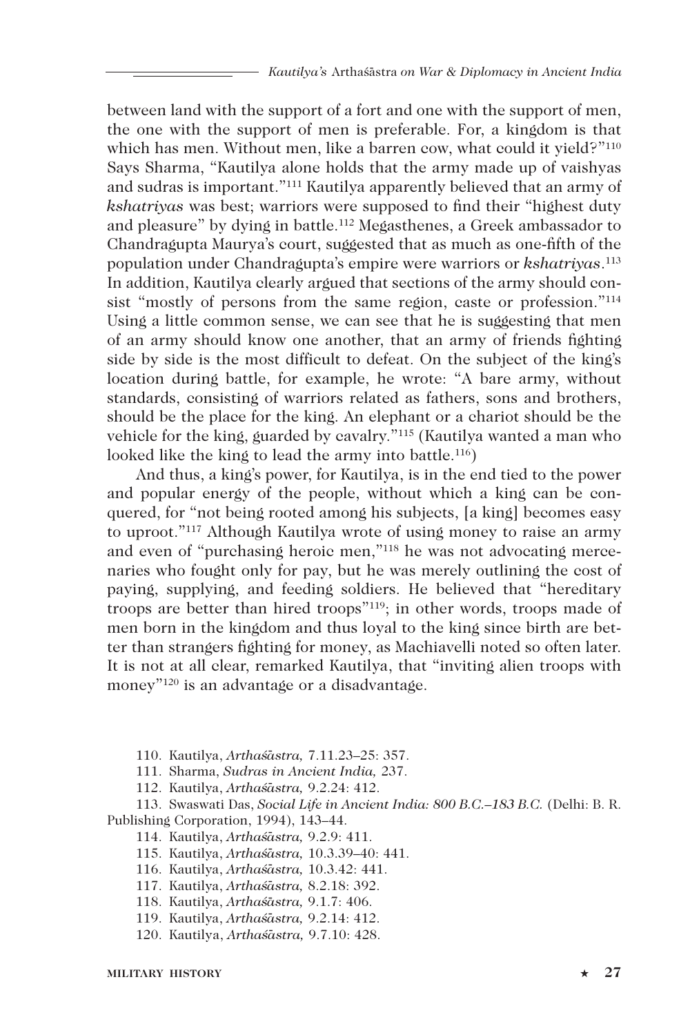between land with the support of a fort and one with the support of men, the one with the support of men is preferable. For, a kingdom is that which has men. Without men, like a barren cow, what could it yield?"[110] Says Sharma, "Kautilya alone holds that the army made up of vaishyas and sudras is important."[111] Kautilya apparently believed that an army of *kshatriyas* was best; warriors were supposed to find their "highest duty and pleasure" by dying in battle.[112] Megasthenes, a Greek ambassador to Chandragupta Maurya's court, suggested that as much as one-fifth of the population under Chandragupta's empire were warriors or *kshatriyas*.[113] In addition, Kautilya clearly argued that sections of the army should consist "mostly of persons from the same region, caste or profession."[114] Using a little common sense, we can see that he is suggesting that men of an army should know one another, that an army of friends fighting side by side is the most difficult to defeat. On the subject of the king's location during battle, for example, he wrote: "A bare army, without standards, consisting of warriors related as fathers, sons and brothers, should be the place for the king. An elephant or a chariot should be the vehicle for the king, guarded by cavalry."[115] (Kautilya wanted a man who looked like the king to lead the army into battle.[116])

And thus, a king's power, for Kautilya, is in the end tied to the power and popular energy of the people, without which a king can be conquered, for "not being rooted among his subjects, [a king] becomes easy to uproot."[117] Although Kautilya wrote of using money to raise an army and even of "purchasing heroic men,"[118] he was not advocating mercenaries who fought only for pay, but he was merely outlining the cost of paying, supplying, and feeding soldiers. He believed that "hereditary troops are better than hired troops"[119]; in other words, troops made of men born in the kingdom and thus loyal to the king since birth are better than strangers fighting for money, as Machiavelli noted so often later. It is not at all clear, remarked Kautilya, that "inviting alien troops with money"[120] is an advantage or a disadvantage.

110. Kautilya, *Arthaśāstra,* 7.11.23–25: 357.

111. Sharma, *Sudras in Ancient India,* 237.

112. Kautilya, *Arthaśāstra,* 9.2.24: 412.

113. Swaswati Das, *Social Life in Ancient India: 800 B.C.–183 B.C.* (Delhi: B. R. Publishing Corporation, 1994), 143–44.

114. Kautilya, *Arthaśāstra,* 9.2.9: 411.

115. Kautilya, *Arthaśāstra,* 10.3.39–40: 441.

116. Kautilya, *Arthaśāstra,* 10.3.42: 441.

117. Kautilya, *Arthaśāstra,* 8.2.18: 392.

118. Kautilya, *Arthaśāstra,* 9.1.7: 406.

119. Kautilya, *Arthaśāstra,* 9.2.14: 412.

120. Kautilya, *Arthaśāstra,* 9.7.10: 428.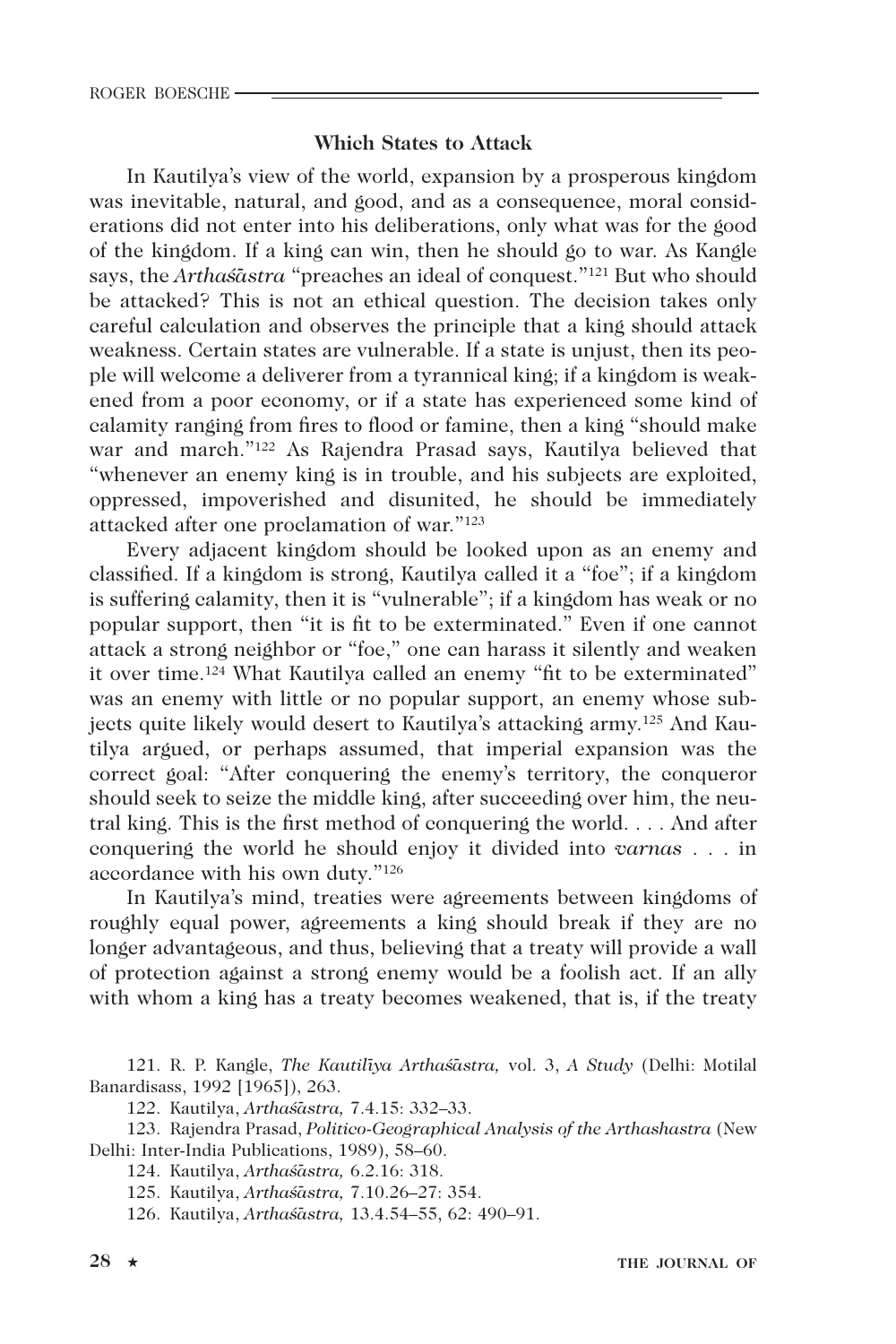### Which States to Attack

In Kautilya's view of the world, expansion by a prosperous kingdom was inevitable, natural, and good, and as a consequence, moral considerations did not enter into his deliberations, only what was for the good of the kingdom. If a king can win, then he should go to war. As Kangle says, the *Arthaśāstra* "preaches an ideal of conquest."[121] But who should be attacked? This is not an ethical question. The decision takes only careful calculation and observes the principle that a king should attack weakness. Certain states are vulnerable. If a state is unjust, then its people will welcome a deliverer from a tyrannical king; if a kingdom is weakened from a poor economy, or if a state has experienced some kind of calamity ranging from fires to flood or famine, then a king "should make war and march."[122] As Rajendra Prasad says, Kautilya believed that "whenever an enemy king is in trouble, and his subjects are exploited, oppressed, impoverished and disunited, he should be immediately attacked after one proclamation of war."[123]

Every adjacent kingdom should be looked upon as an enemy and classified. If a kingdom is strong, Kautilya called it a "foe"; if a kingdom is suffering calamity, then it is "vulnerable"; if a kingdom has weak or no popular support, then "it is fit to be exterminated." Even if one cannot attack a strong neighbor or "foe," one can harass it silently and weaken it over time.[124] What Kautilya called an enemy "fit to be exterminated" was an enemy with little or no popular support, an enemy whose subjects quite likely would desert to Kautilya's attacking army.[125] And Kautilya argued, or perhaps assumed, that imperial expansion was the correct goal: "After conquering the enemy's territory, the conqueror should seek to seize the middle king, after succeeding over him, the neutral king. This is the first method of conquering the world. . . . And after conquering the world he should enjoy it divided into *varnas* . . . in accordance with his own duty."[126]

In Kautilya's mind, treaties were agreements between kingdoms of roughly equal power, agreements a king should break if they are no longer advantageous, and thus, believing that a treaty will provide a wall of protection against a strong enemy would be a foolish act. If an ally with whom a king has a treaty becomes weakened, that is, if the treaty

121. R. P. Kangle, *The Kautilīya Arthaśāstra,* vol. 3, *A Study* (Delhi: Motilal Banardisass, 1992 [1965]), 263.

122. Kautilya, *Arthaśāstra,* 7.4.15: 332–33.

123. Rajendra Prasad, *Politico-Geographical Analysis of the Arthashastra* (New Delhi: Inter-India Publications, 1989), 58–60.

124. Kautilya, *Arthaśāstra,* 6.2.16: 318.

125. Kautilya, *Arthaśāstra,* 7.10.26–27: 354.

126. Kautilya, *Arthaśāstra,* 13.4.54–55, 62: 490–91.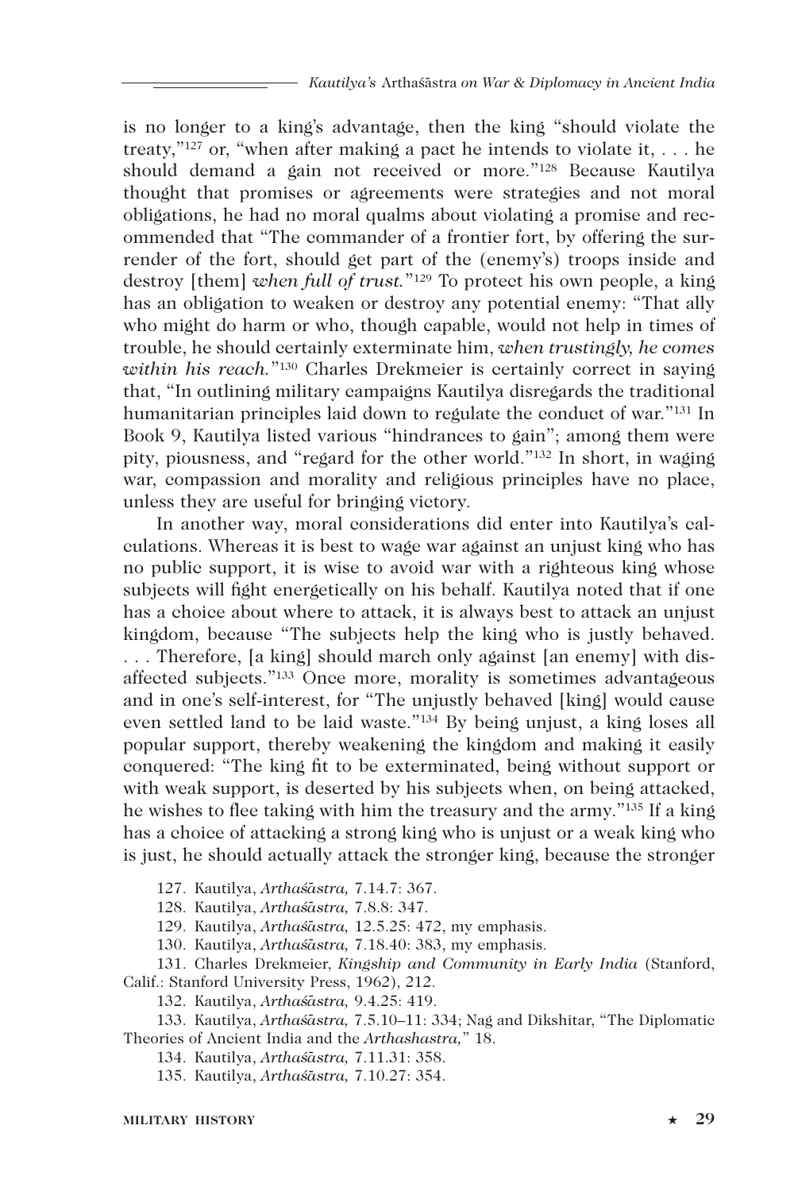is no longer to a king's advantage, then the king "should violate the treaty,"[127] or, "when after making a pact he intends to violate it, . . . he should demand a gain not received or more."[128] Because Kautilya thought that promises or agreements were strategies and not moral obligations, he had no moral qualms about violating a promise and recommended that "The commander of a frontier fort, by offering the surrender of the fort, should get part of the (enemy's) troops inside and destroy [them] *when full of trust.*"[129] To protect his own people, a king has an obligation to weaken or destroy any potential enemy: "That ally who might do harm or who, though capable, would not help in times of trouble, he should certainly exterminate him, *when trustingly, he comes within his reach.*"[130] Charles Drekmeier is certainly correct in saying that, "In outlining military campaigns Kautilya disregards the traditional humanitarian principles laid down to regulate the conduct of war."[131] In Book 9, Kautilya listed various "hindrances to gain"; among them were pity, piousness, and "regard for the other world."[132] In short, in waging war, compassion and morality and religious principles have no place, unless they are useful for bringing victory.

In another way, moral considerations did enter into Kautilya's calculations. Whereas it is best to wage war against an unjust king who has no public support, it is wise to avoid war with a righteous king whose subjects will fight energetically on his behalf. Kautilya noted that if one has a choice about where to attack, it is always best to attack an unjust kingdom, because "The subjects help the king who is justly behaved. . . . Therefore, [a king] should march only against [an enemy] with disaffected subjects."[133] Once more, morality is sometimes advantageous and in one's self-interest, for "The unjustly behaved [king] would cause even settled land to be laid waste."[134] By being unjust, a king loses all popular support, thereby weakening the kingdom and making it easily conquered: "The king fit to be exterminated, being without support or with weak support, is deserted by his subjects when, on being attacked, he wishes to flee taking with him the treasury and the army."[135] If a king has a choice of attacking a strong king who is unjust or a weak king who is just, he should actually attack the stronger king, because the stronger

127. Kautilya, *Arthaśāstra,* 7.14.7: 367.

128. Kautilya, *Arthaśāstra,* 7.8.8: 347.

129. Kautilya, *Arthaśāstra,* 12.5.25: 472, my emphasis.

130. Kautilya, *Arthaśāstra,* 7.18.40: 383, my emphasis.

131. Charles Drekmeier, *Kingship and Community in Early India* (Stanford, Calif.: Stanford University Press, 1962), 212.

132. Kautilya, *Arthaśāstra,* 9.4.25: 419.

133. Kautilya, *Arthaśāstra,* 7.5.10–11: 334; Nag and Dikshitar, "The Diplomatic Theories of Ancient India and the *Arthashastra,*" 18.

134. Kautilya, *Arthaśāstra,* 7.11.31: 358.

135. Kautilya, *Arthaśāstra,* 7.10.27: 354.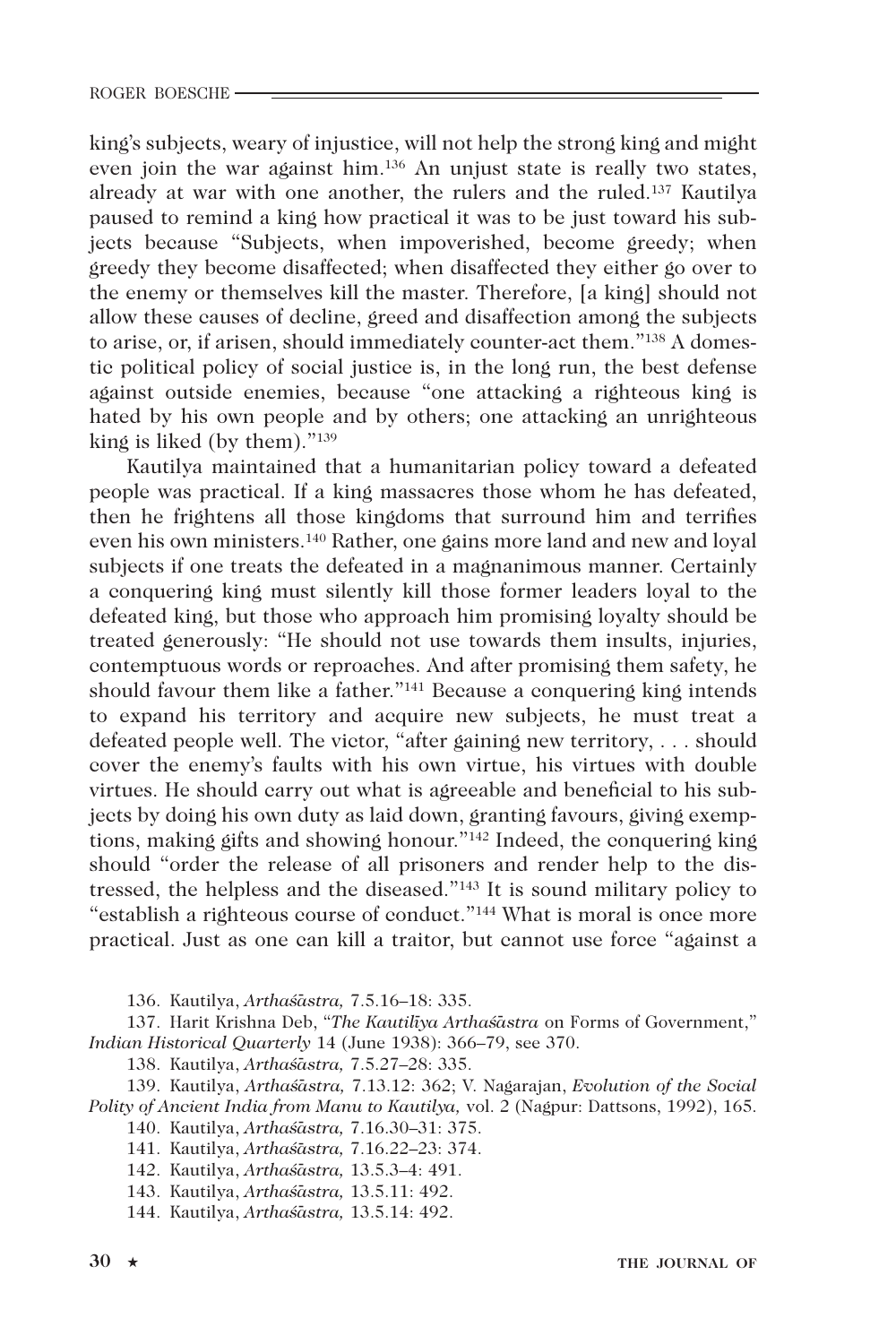king's subjects, weary of injustice, will not help the strong king and might even join the war against him.[136] An unjust state is really two states, already at war with one another, the rulers and the ruled.[137] Kautilya paused to remind a king how practical it was to be just toward his subjects because "Subjects, when impoverished, become greedy; when greedy they become disaffected; when disaffected they either go over to the enemy or themselves kill the master. Therefore, [a king] should not allow these causes of decline, greed and disaffection among the subjects to arise, or, if arisen, should immediately counter-act them."[138] A domestic political policy of social justice is, in the long run, the best defense against outside enemies, because "one attacking a righteous king is hated by his own people and by others; one attacking an unrighteous king is liked (by them)."[139]

Kautilya maintained that a humanitarian policy toward a defeated people was practical. If a king massacres those whom he has defeated, then he frightens all those kingdoms that surround him and terrifies even his own ministers.[140] Rather, one gains more land and new and loyal subjects if one treats the defeated in a magnanimous manner. Certainly a conquering king must silently kill those former leaders loyal to the defeated king, but those who approach him promising loyalty should be treated generously: "He should not use towards them insults, injuries, contemptuous words or reproaches. And after promising them safety, he should favour them like a father."[141] Because a conquering king intends to expand his territory and acquire new subjects, he must treat a defeated people well. The victor, "after gaining new territory, . . . should cover the enemy's faults with his own virtue, his virtues with double virtues. He should carry out what is agreeable and beneficial to his subjects by doing his own duty as laid down, granting favours, giving exemptions, making gifts and showing honour."[142] Indeed, the conquering king should "order the release of all prisoners and render help to the distressed, the helpless and the diseased."[143] It is sound military policy to "establish a righteous course of conduct."[144] What is moral is once more practical. Just as one can kill a traitor, but cannot use force "against a

136. Kautilya, *Arthaśāstra,* 7.5.16–18: 335.

137. Harit Krishna Deb, "*The Kautilīya Arthaśāstra* on Forms of Government," *Indian Historical Quarterly* 14 (June 1938): 366–79, see 370.

138. Kautilya, *Arthaśāstra,* 7.5.27–28: 335.

139. Kautilya, *Arthaśāstra,* 7.13.12: 362; V. Nagarajan, *Evolution of the Social Polity of Ancient India from Manu to Kautilya,* vol. 2 (Nagpur: Dattsons, 1992), 165.

140. Kautilya, *Arthaśāstra,* 7.16.30–31: 375.

141. Kautilya, *Arthaśāstra,* 7.16.22–23: 374.

142. Kautilya, *Arthaśāstra,* 13.5.3–4: 491.

143. Kautilya, *Arthaśāstra,* 13.5.11: 492.

144. Kautilya, *Arthaśāstra,* 13.5.14: 492.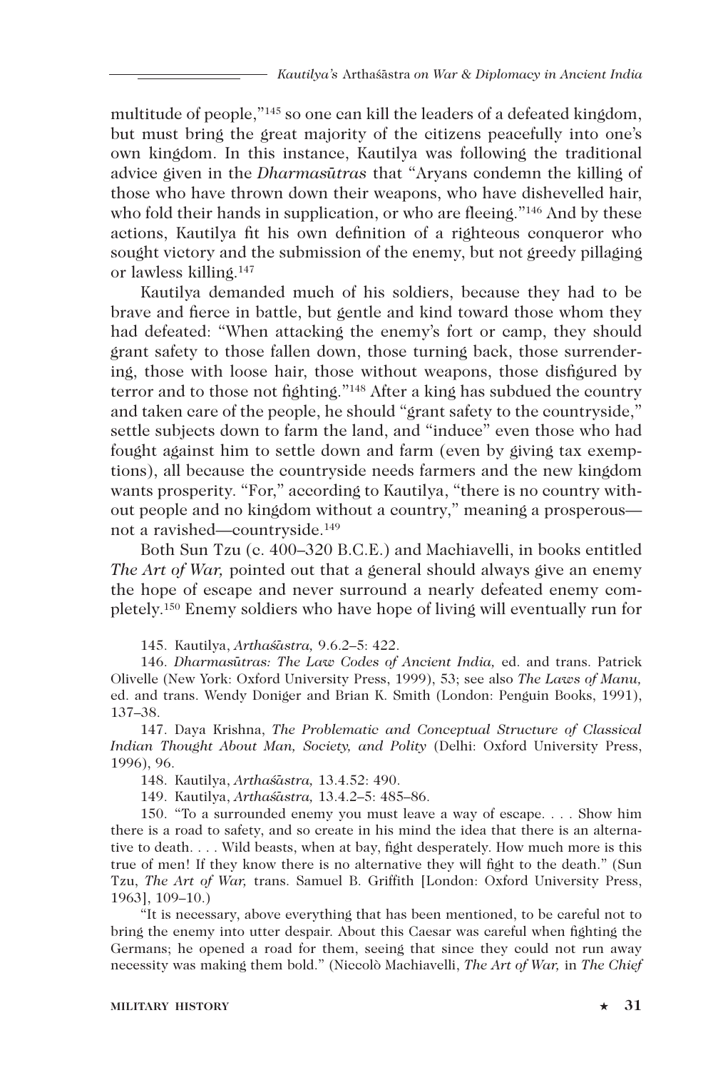multitude of people,"[145] so one can kill the leaders of a defeated kingdom, but must bring the great majority of the citizens peacefully into one's own kingdom. In this instance, Kautilya was following the traditional advice given in the *Dharmasūtras* that "Aryans condemn the killing of those who have thrown down their weapons, who have dishevelled hair, who fold their hands in supplication, or who are fleeing."[146] And by these actions, Kautilya fit his own definition of a righteous conqueror who sought victory and the submission of the enemy, but not greedy pillaging or lawless killing.[147]

Kautilya demanded much of his soldiers, because they had to be brave and fierce in battle, but gentle and kind toward those whom they had defeated: "When attacking the enemy's fort or camp, they should grant safety to those fallen down, those turning back, those surrendering, those with loose hair, those without weapons, those disfigured by terror and to those not fighting."[148] After a king has subdued the country and taken care of the people, he should "grant safety to the countryside," settle subjects down to farm the land, and "induce" even those who had fought against him to settle down and farm (even by giving tax exemptions), all because the countryside needs farmers and the new kingdom wants prosperity. "For," according to Kautilya, "there is no country without people and no kingdom without a country," meaning a prosperous—not a ravished—countryside.[149]

Both Sun Tzu (c. 400–320 B.C.E.) and Machiavelli, in books entitled *The Art of War,* pointed out that a general should always give an enemy the hope of escape and never surround a nearly defeated enemy completely.[150] Enemy soldiers who have hope of living will eventually run for

145. Kautilya, *Arthaśāstra,* 9.6.2–5: 422.

146. *Dharmasūtras: The Law Codes of Ancient India,* ed. and trans. Patrick Olivelle (New York: Oxford University Press, 1999), 53; see also *The Laws of Manu,* ed. and trans. Wendy Doniger and Brian K. Smith (London: Penguin Books, 1991), 137–38.

147. Daya Krishna, *The Problematic and Conceptual Structure of Classical Indian Thought About Man, Society, and Polity* (Delhi: Oxford University Press, 1996), 96.

148. Kautilya, *Arthaśāstra,* 13.4.52: 490.

149. Kautilya, *Arthaśāstra,* 13.4.2–5: 485–86.

150. "To a surrounded enemy you must leave a way of escape. . . . Show him there is a road to safety, and so create in his mind the idea that there is an alternative to death. . . . Wild beasts, when at bay, fight desperately. How much more is this true of men! If they know there is no alternative they will fight to the death." (Sun Tzu, *The Art of War,* trans. Samuel B. Griffith [London: Oxford University Press, 1963], 109–10.)

"It is necessary, above everything that has been mentioned, to be careful not to bring the enemy into utter despair. About this Caesar was careful when fighting the Germans; he opened a road for them, seeing that since they could not run away necessity was making them bold." (Niccolò Machiavelli, *The Art of War,* in *The Chief*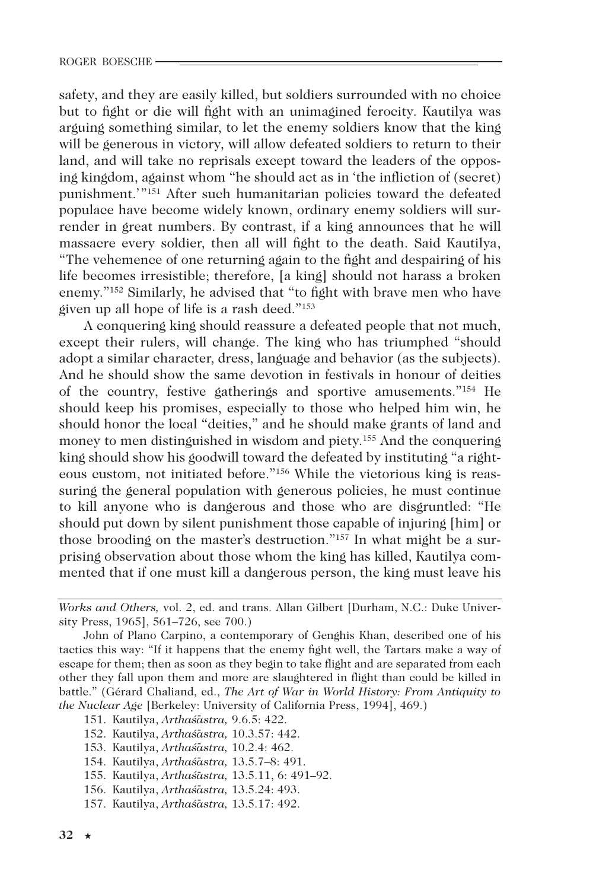safety, and they are easily killed, but soldiers surrounded with no choice but to fight or die will fight with an unimagined ferocity. Kautilya was arguing something similar, to let the enemy soldiers know that the king will be generous in victory, will allow defeated soldiers to return to their land, and will take no reprisals except toward the leaders of the opposing kingdom, against whom "he should act as in 'the infliction of (secret) punishment.'"[151] After such humanitarian policies toward the defeated populace have become widely known, ordinary enemy soldiers will surrender in great numbers. By contrast, if a king announces that he will massacre every soldier, then all will fight to the death. Said Kautilya, "The vehemence of one returning again to the fight and despairing of his life becomes irresistible; therefore, [a king] should not harass a broken enemy."[152] Similarly, he advised that "to fight with brave men who have given up all hope of life is a rash deed."[153]

A conquering king should reassure a defeated people that not much, except their rulers, will change. The king who has triumphed "should adopt a similar character, dress, language and behavior (as the subjects). And he should show the same devotion in festivals in honour of deities of the country, festive gatherings and sportive amusements."[154] He should keep his promises, especially to those who helped him win, he should honor the local "deities," and he should make grants of land and money to men distinguished in wisdom and piety.[155] And the conquering king should show his goodwill toward the defeated by instituting "a righteous custom, not initiated before."[156] While the victorious king is reassuring the general population with generous policies, he must continue to kill anyone who is dangerous and those who are disgruntled: "He should put down by silent punishment those capable of injuring [him] or those brooding on the master's destruction."[157] In what might be a surprising observation about those whom the king has killed, Kautilya commented that if one must kill a dangerous person, the king must leave his

---

*Works and Others,* vol. 2, ed. and trans. Allan Gilbert [Durham, N.C.: Duke University Press, 1965], 561–726, see 700.)

John of Plano Carpino, a contemporary of Genghis Khan, described one of his tactics this way: "If it happens that the enemy fight well, the Tartars make a way of escape for them; then as soon as they begin to take flight and are separated from each other they fall upon them and more are slaughtered in flight than could be killed in battle." (Gérard Chaliand, ed., *The Art of War in World History: From Antiquity to the Nuclear Age* [Berkeley: University of California Press, 1994], 469.)

151. Kautilya, *Arthaśāstra,* 9.6.5: 422.
152. Kautilya, *Arthaśāstra,* 10.3.57: 442.
153. Kautilya, *Arthaśāstra,* 10.2.4: 462.
154. Kautilya, *Arthaśāstra,* 13.5.7–8: 491.
155. Kautilya, *Arthaśāstra,* 13.5.11, 6: 491–92.
156. Kautilya, *Arthaśāstra,* 13.5.24: 493.
157. Kautilya, *Arthaśāstra,* 13.5.17: 492.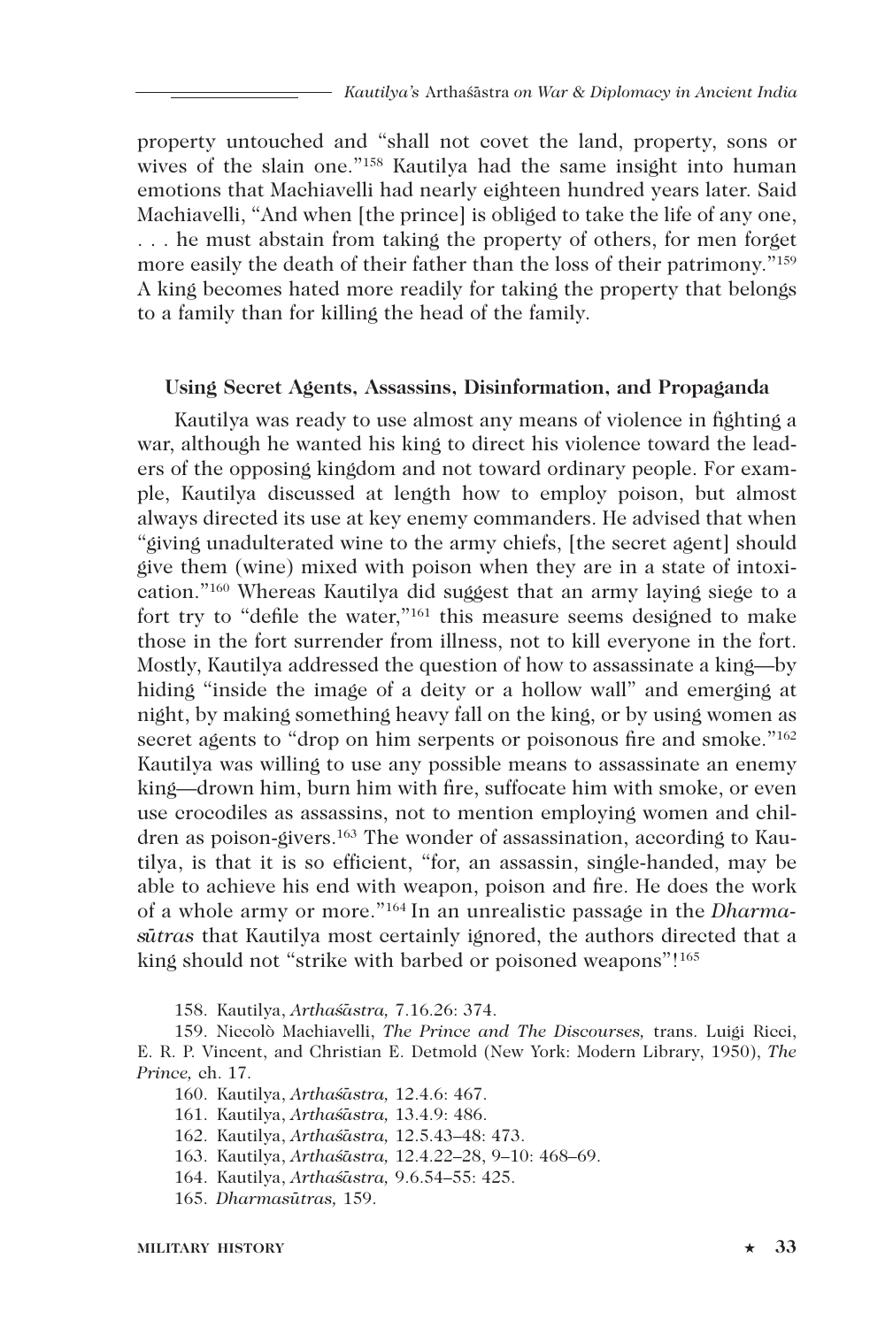property untouched and "shall not covet the land, property, sons or wives of the slain one."[158] Kautilya had the same insight into human emotions that Machiavelli had nearly eighteen hundred years later. Said Machiavelli, "And when [the prince] is obliged to take the life of any one, . . . he must abstain from taking the property of others, for men forget more easily the death of their father than the loss of their patrimony."[159] A king becomes hated more readily for taking the property that belongs to a family than for killing the head of the family.

### Using Secret Agents, Assassins, Disinformation, and Propaganda

Kautilya was ready to use almost any means of violence in fighting a war, although he wanted his king to direct his violence toward the leaders of the opposing kingdom and not toward ordinary people. For example, Kautilya discussed at length how to employ poison, but almost always directed its use at key enemy commanders. He advised that when "giving unadulterated wine to the army chiefs, [the secret agent] should give them (wine) mixed with poison when they are in a state of intoxication."[160] Whereas Kautilya did suggest that an army laying siege to a fort try to "defile the water,"[161] this measure seems designed to make those in the fort surrender from illness, not to kill everyone in the fort. Mostly, Kautilya addressed the question of how to assassinate a king—by hiding "inside the image of a deity or a hollow wall" and emerging at night, by making something heavy fall on the king, or by using women as secret agents to "drop on him serpents or poisonous fire and smoke."[162] Kautilya was willing to use any possible means to assassinate an enemy king—drown him, burn him with fire, suffocate him with smoke, or even use crocodiles as assassins, not to mention employing women and children as poison-givers.[163] The wonder of assassination, according to Kautilya, is that it is so efficient, "for, an assassin, single-handed, may be able to achieve his end with weapon, poison and fire. He does the work of a whole army or more."[164] In an unrealistic passage in the *Dharmasūtras* that Kautilya most certainly ignored, the authors directed that a king should not "strike with barbed or poisoned weapons"![165]

158. Kautilya, *Arthaśāstra,* 7.16.26: 374.

159. Niccolò Machiavelli, *The Prince and The Discourses,* trans. Luigi Ricci, E. R. P. Vincent, and Christian E. Detmold (New York: Modern Library, 1950), *The Prince,* ch. 17.

160. Kautilya, *Arthaśāstra,* 12.4.6: 467.

161. Kautilya, *Arthaśāstra,* 13.4.9: 486.

162. Kautilya, *Arthaśāstra,* 12.5.43–48: 473.

163. Kautilya, *Arthaśāstra,* 12.4.22–28, 9–10: 468–69.

164. Kautilya, *Arthaśāstra,* 9.6.54–55: 425.

165. *Dharmasūtras,* 159.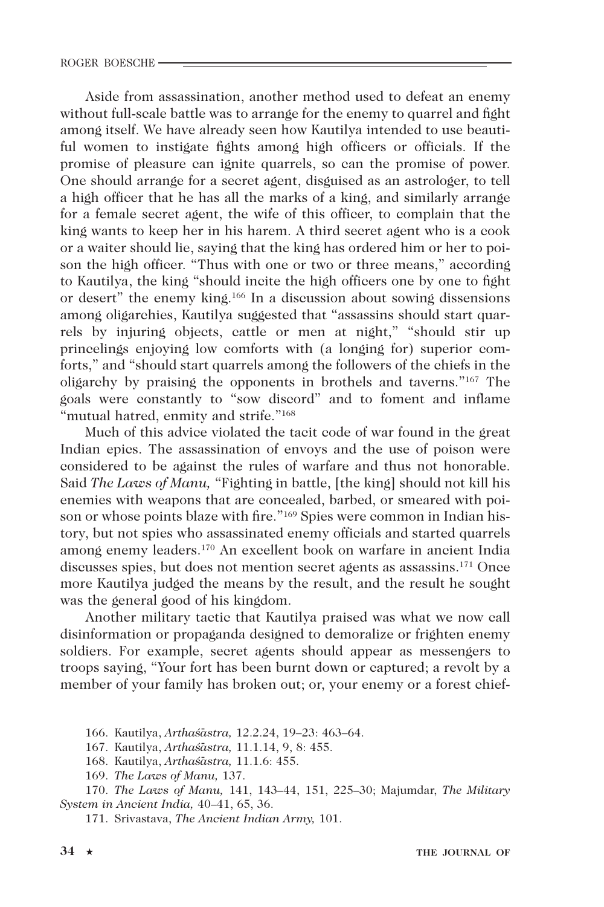Aside from assassination, another method used to defeat an enemy without full-scale battle was to arrange for the enemy to quarrel and fight among itself. We have already seen how Kautilya intended to use beautiful women to instigate fights among high officers or officials. If the promise of pleasure can ignite quarrels, so can the promise of power. One should arrange for a secret agent, disguised as an astrologer, to tell a high officer that he has all the marks of a king, and similarly arrange for a female secret agent, the wife of this officer, to complain that the king wants to keep her in his harem. A third secret agent who is a cook or a waiter should lie, saying that the king has ordered him or her to poison the high officer. "Thus with one or two or three means," according to Kautilya, the king "should incite the high officers one by one to fight or desert" the enemy king.[166] In a discussion about sowing dissensions among oligarchies, Kautilya suggested that "assassins should start quarrels by injuring objects, cattle or men at night," "should stir up princelings enjoying low comforts with (a longing for) superior comforts," and "should start quarrels among the followers of the chiefs in the oligarchy by praising the opponents in brothels and taverns."[167] The goals were constantly to "sow discord" and to foment and inflame "mutual hatred, enmity and strife."[168]

Much of this advice violated the tacit code of war found in the great Indian epics. The assassination of envoys and the use of poison were considered to be against the rules of warfare and thus not honorable. Said *The Laws of Manu,* "Fighting in battle, [the king] should not kill his enemies with weapons that are concealed, barbed, or smeared with poison or whose points blaze with fire."[169] Spies were common in Indian history, but not spies who assassinated enemy officials and started quarrels among enemy leaders.[170] An excellent book on warfare in ancient India discusses spies, but does not mention secret agents as assassins.[171] Once more Kautilya judged the means by the result, and the result he sought was the general good of his kingdom.

Another military tactic that Kautilya praised was what we now call disinformation or propaganda designed to demoralize or frighten enemy soldiers. For example, secret agents should appear as messengers to troops saying, "Your fort has been burnt down or captured; a revolt by a member of your family has broken out; or, your enemy or a forest chief-

166. Kautilya, *Arthaśāstra,* 12.2.24, 19–23: 463–64.

167. Kautilya, *Arthaśāstra,* 11.1.14, 9, 8: 455.

168. Kautilya, *Arthaśāstra,* 11.1.6: 455.

169. *The Laws of Manu,* 137.

170. *The Laws of Manu,* 141, 143–44, 151, 225–30; Majumdar, *The Military System in Ancient India,* 40–41, 65, 36.

171. Srivastava, *The Ancient Indian Army,* 101.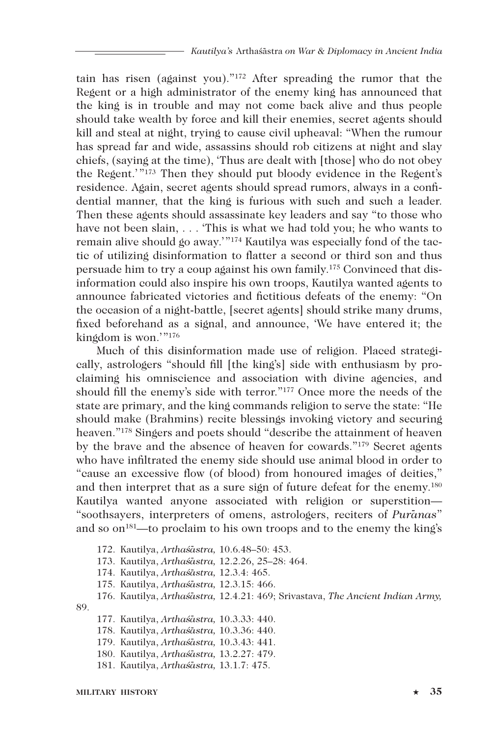tain has risen (against you)."[172] After spreading the rumor that the Regent or a high administrator of the enemy king has announced that the king is in trouble and may not come back alive and thus people should take wealth by force and kill their enemies, secret agents should kill and steal at night, trying to cause civil upheaval: "When the rumour has spread far and wide, assassins should rob citizens at night and slay chiefs, (saying at the time), 'Thus are dealt with [those] who do not obey the Regent.'"[173] Then they should put bloody evidence in the Regent's residence. Again, secret agents should spread rumors, always in a confidential manner, that the king is furious with such and such a leader. Then these agents should assassinate key leaders and say "to those who have not been slain, . . . 'This is what we had told you; he who wants to remain alive should go away.'"[174] Kautilya was especially fond of the tactic of utilizing disinformation to flatter a second or third son and thus persuade him to try a coup against his own family.[175] Convinced that disinformation could also inspire his own troops, Kautilya wanted agents to announce fabricated victories and fictitious defeats of the enemy: "On the occasion of a night-battle, [secret agents] should strike many drums, fixed beforehand as a signal, and announce, 'We have entered it; the kingdom is won.'"[176]

Much of this disinformation made use of religion. Placed strategically, astrologers "should fill [the king's] side with enthusiasm by proclaiming his omniscience and association with divine agencies, and should fill the enemy's side with terror."[177] Once more the needs of the state are primary, and the king commands religion to serve the state: "He should make (Brahmins) recite blessings invoking victory and securing heaven."[178] Singers and poets should "describe the attainment of heaven by the brave and the absence of heaven for cowards."[179] Secret agents who have infiltrated the enemy side should use animal blood in order to "cause an excessive flow (of blood) from honoured images of deities," and then interpret that as a sure sign of future defeat for the enemy.[180] Kautilya wanted anyone associated with religion or superstition—"soothsayers, interpreters of omens, astrologers, reciters of *Purānas*" and so on[181]—to proclaim to his own troops and to the enemy the king's

172. Kautilya, *Arthaśāstra,* 10.6.48–50: 453.
173. Kautilya, *Arthaśāstra,* 12.2.26, 25–28: 464.
174. Kautilya, *Arthaśāstra,* 12.3.4: 465.
175. Kautilya, *Arthaśāstra,* 12.3.15: 466.
176. Kautilya, *Arthaśāstra,* 12.4.21: 469; Srivastava, *The Ancient Indian Army,* 89.
177. Kautilya, *Arthaśāstra,* 10.3.33: 440.
178. Kautilya, *Arthaśāstra,* 10.3.36: 440.
179. Kautilya, *Arthaśāstra,* 10.3.43: 441.
180. Kautilya, *Arthaśāstra,* 13.2.27: 479.
181. Kautilya, *Arthaśāstra,* 13.1.7: 475.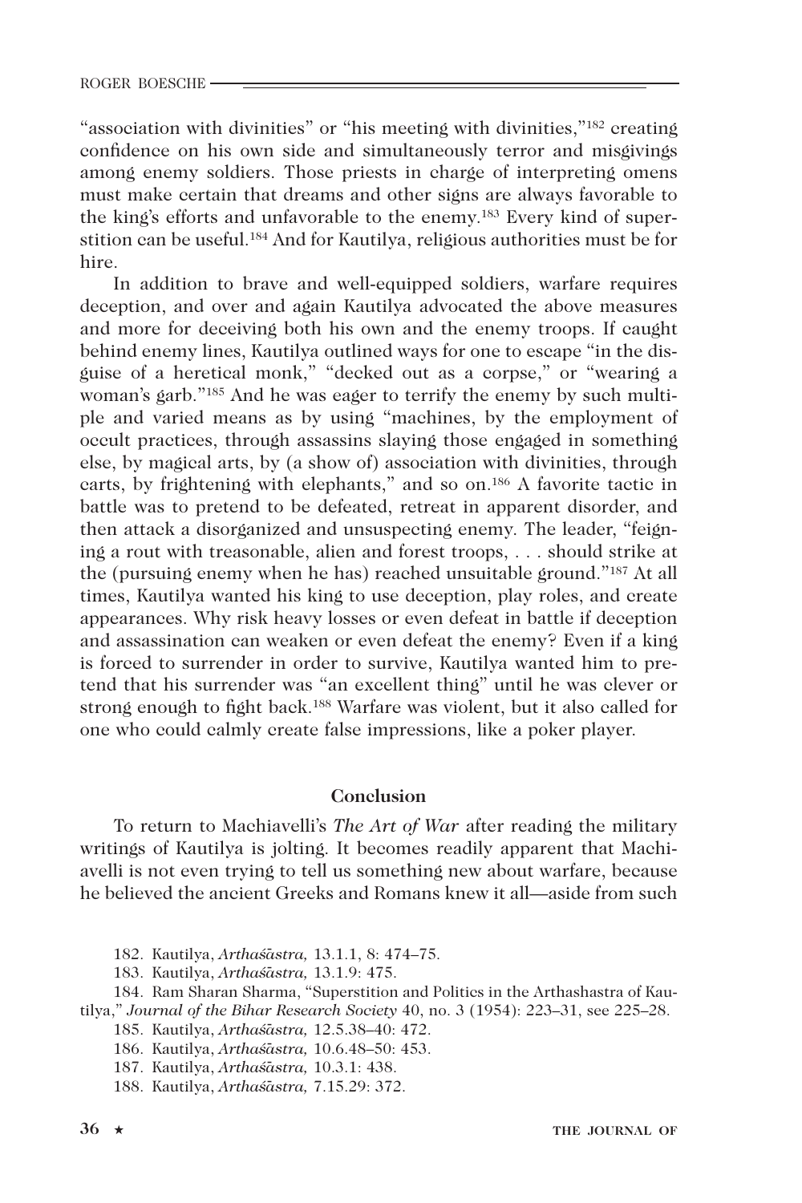"association with divinities" or "his meeting with divinities,"[182] creating confidence on his own side and simultaneously terror and misgivings among enemy soldiers. Those priests in charge of interpreting omens must make certain that dreams and other signs are always favorable to the king's efforts and unfavorable to the enemy.[183] Every kind of superstition can be useful.[184] And for Kautilya, religious authorities must be for hire.

In addition to brave and well-equipped soldiers, warfare requires deception, and over and again Kautilya advocated the above measures and more for deceiving both his own and the enemy troops. If caught behind enemy lines, Kautilya outlined ways for one to escape "in the disguise of a heretical monk," "decked out as a corpse," or "wearing a woman's garb."[185] And he was eager to terrify the enemy by such multiple and varied means as by using "machines, by the employment of occult practices, through assassins slaying those engaged in something else, by magical arts, by (a show of) association with divinities, through carts, by frightening with elephants," and so on.[186] A favorite tactic in battle was to pretend to be defeated, retreat in apparent disorder, and then attack a disorganized and unsuspecting enemy. The leader, "feigning a rout with treasonable, alien and forest troops, . . . should strike at the (pursuing enemy when he has) reached unsuitable ground."[187] At all times, Kautilya wanted his king to use deception, play roles, and create appearances. Why risk heavy losses or even defeat in battle if deception and assassination can weaken or even defeat the enemy? Even if a king is forced to surrender in order to survive, Kautilya wanted him to pretend that his surrender was "an excellent thing" until he was clever or strong enough to fight back.[188] Warfare was violent, but it also called for one who could calmly create false impressions, like a poker player.

## Conclusion

To return to Machiavelli's *The Art of War* after reading the military writings of Kautilya is jolting. It becomes readily apparent that Machiavelli is not even trying to tell us something new about warfare, because he believed the ancient Greeks and Romans knew it all—aside from such

182. Kautilya, *Arthaśāstra,* 13.1.1, 8: 474–75.

183. Kautilya, *Arthaśāstra,* 13.1.9: 475.

184. Ram Sharan Sharma, "Superstition and Politics in the Arthashastra of Kautilya," *Journal of the Bihar Research Society* 40, no. 3 (1954): 223–31, see 225–28.

185. Kautilya, *Arthaśāstra,* 12.5.38–40: 472.

186. Kautilya, *Arthaśāstra,* 10.6.48–50: 453.

187. Kautilya, *Arthaśāstra,* 10.3.1: 438.

188. Kautilya, *Arthaśāstra,* 7.15.29: 372.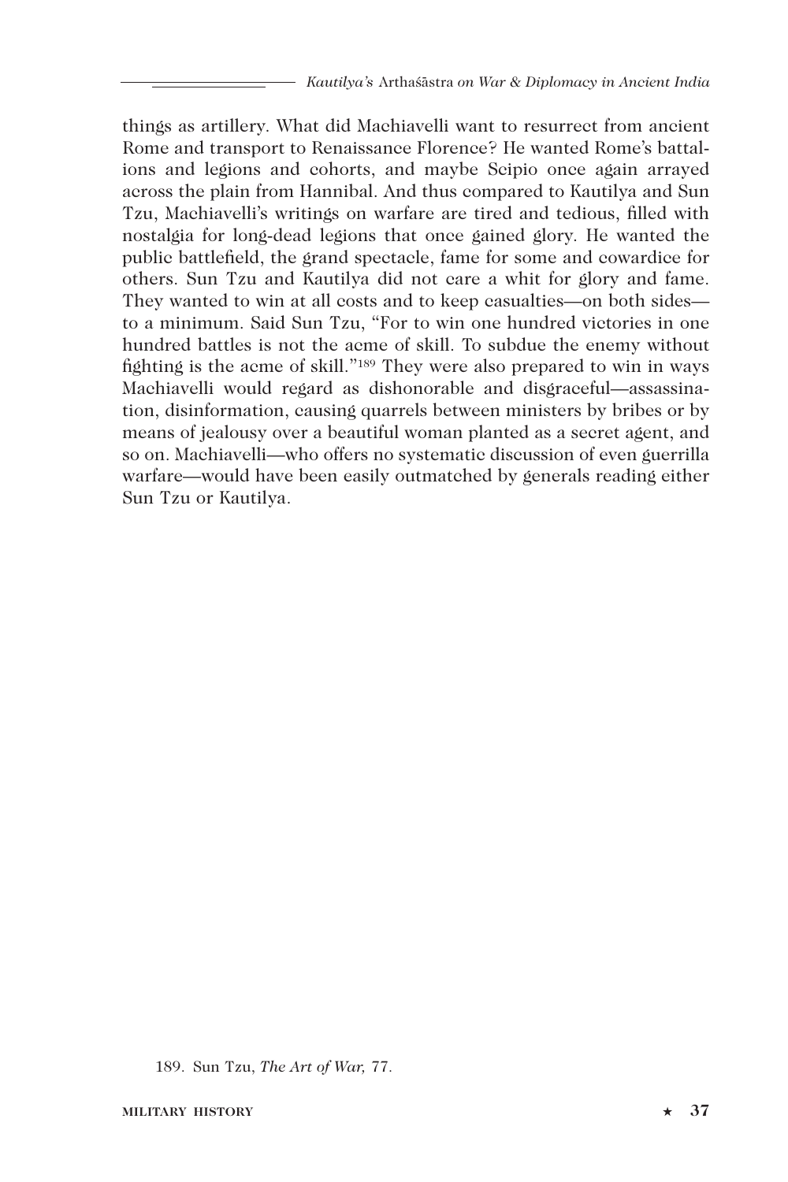things as artillery. What did Machiavelli want to resurrect from ancient Rome and transport to Renaissance Florence? He wanted Rome's battalions and legions and cohorts, and maybe Scipio once again arrayed across the plain from Hannibal. And thus compared to Kautilya and Sun Tzu, Machiavelli's writings on warfare are tired and tedious, filled with nostalgia for long-dead legions that once gained glory. He wanted the public battlefield, the grand spectacle, fame for some and cowardice for others. Sun Tzu and Kautilya did not care a whit for glory and fame. They wanted to win at all costs and to keep casualties—on both sides—to a minimum. Said Sun Tzu, "For to win one hundred victories in one hundred battles is not the acme of skill. To subdue the enemy without fighting is the acme of skill."[189] They were also prepared to win in ways Machiavelli would regard as dishonorable and disgraceful—assassination, disinformation, causing quarrels between ministers by bribes or by means of jealousy over a beautiful woman planted as a secret agent, and so on. Machiavelli—who offers no systematic discussion of even guerrilla warfare—would have been easily outmatched by generals reading either Sun Tzu or Kautilya.

189. Sun Tzu, *The Art of War,* 77.